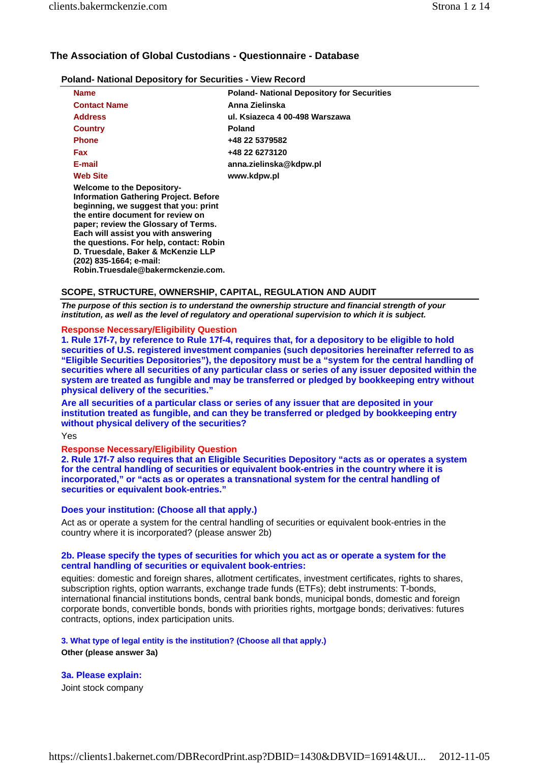# The Association of Global Custodians - Questionnaire - Database

## Poland- National Depository for Securities - View Record

| | |
|---|---|
| **Name** | **Poland- National Depository for Securities** |
| **Contact Name** | **Anna Zielinska** |
| **Address** | **ul. Ksiazeca 4 00-498 Warszawa** |
| **Country** | **Poland** |
| **Phone** | **+48 22 5379582** |
| **Fax** | **+48 22 6273120** |
| **E-mail** | **anna.zielinska@kdpw.pl** |
| **Web Site** | **www.kdpw.pl** |

**Welcome to the Depository-Information Gathering Project. Before beginning, we suggest that you: print the entire document for review on paper; review the Glossary of Terms. Each will assist you with answering the questions. For help, contact: Robin D. Truesdale, Baker & McKenzie LLP (202) 835-1664; e-mail: Robin.Truesdale@bakermckenzie.com.**

## SCOPE, STRUCTURE, OWNERSHIP, CAPITAL, REGULATION AND AUDIT

***The purpose of this section is to understand the ownership structure and financial strength of your institution, as well as the level of regulatory and operational supervision to which it is subject.***

**Response Necessary/Eligibility Question**

**1. Rule 17f-7, by reference to Rule 17f-4, requires that, for a depository to be eligible to hold securities of U.S. registered investment companies (such depositories hereinafter referred to as "Eligible Securities Depositories"), the depository must be a "system for the central handling of securities where all securities of any particular class or series of any issuer deposited within the system are treated as fungible and may be transferred or pledged by bookkeeping entry without physical delivery of the securities."**

**Are all securities of a particular class or series of any issuer that are deposited in your institution treated as fungible, and can they be transferred or pledged by bookkeeping entry without physical delivery of the securities?**

Yes

**Response Necessary/Eligibility Question**

**2. Rule 17f-7 also requires that an Eligible Securities Depository "acts as or operates a system for the central handling of securities or equivalent book-entries in the country where it is incorporated," or "acts as or operates a transnational system for the central handling of securities or equivalent book-entries."**

**Does your institution: (Choose all that apply.)**

Act as or operate a system for the central handling of securities or equivalent book-entries in the country where it is incorporated? (please answer 2b)

**2b. Please specify the types of securities for which you act as or operate a system for the central handling of securities or equivalent book-entries:**

equities: domestic and foreign shares, allotment certificates, investment certificates, rights to shares, subscription rights, option warrants, exchange trade funds (ETFs); debt instruments: T-bonds, international financial institutions bonds, central bank bonds, municipal bonds, domestic and foreign corporate bonds, convertible bonds, bonds with priorities rights, mortgage bonds; derivatives: futures contracts, options, index participation units.

**3. What type of legal entity is the institution? (Choose all that apply.)**

**Other (please answer 3a)**

**3a. Please explain:**

Joint stock company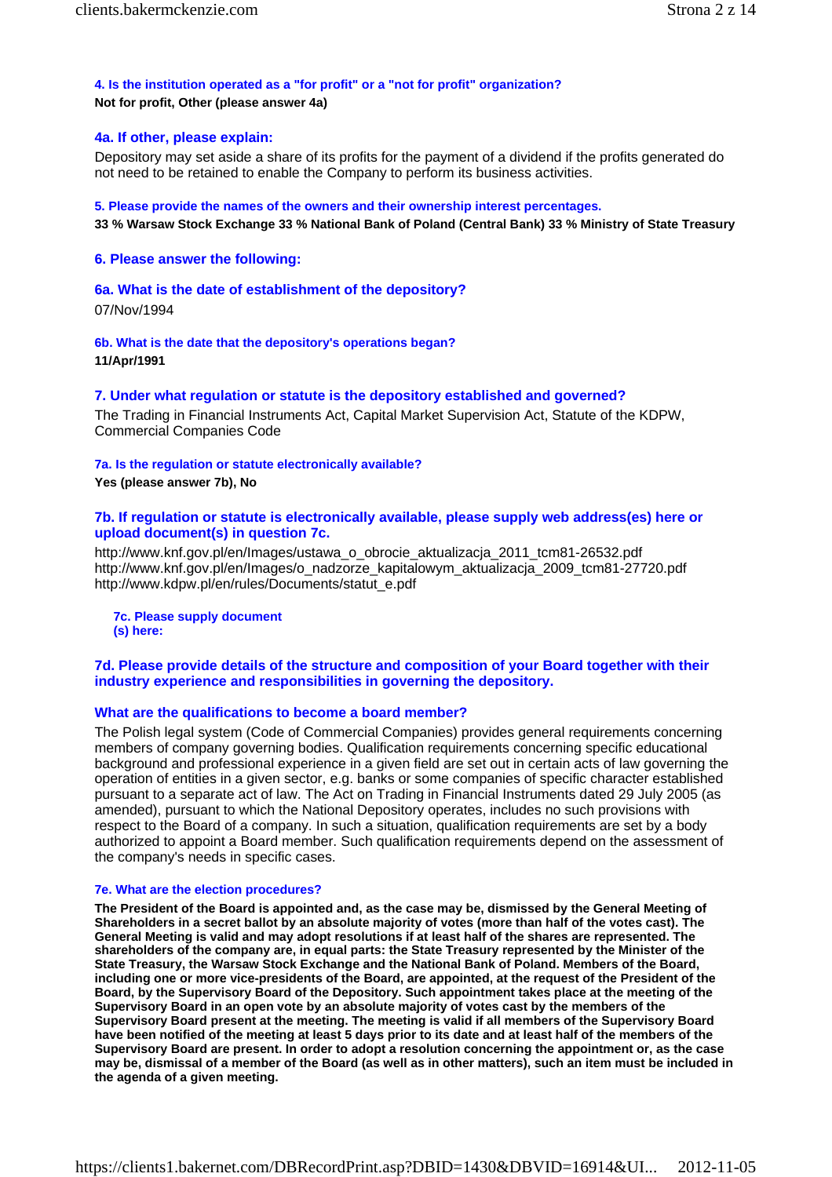**4. Is the institution operated as a "for profit" or a "not for profit" organization?**

**Not for profit, Other (please answer 4a)**

### 4a. If other, please explain:

Depository may set aside a share of its profits for the payment of a dividend if the profits generated do not need to be retained to enable the Company to perform its business activities.

**5. Please provide the names of the owners and their ownership interest percentages.**

**33 % Warsaw Stock Exchange 33 % National Bank of Poland (Central Bank) 33 % Ministry of State Treasury**

### 6. Please answer the following:

### 6a. What is the date of establishment of the depository?

07/Nov/1994

**6b. What is the date that the depository's operations began?**

**11/Apr/1991**

### 7. Under what regulation or statute is the depository established and governed?

The Trading in Financial Instruments Act, Capital Market Supervision Act, Statute of the KDPW, Commercial Companies Code

**7a. Is the regulation or statute electronically available?**

**Yes (please answer 7b), No**

### 7b. If regulation or statute is electronically available, please supply web address(es) here or upload document(s) in question 7c.

http://www.knf.gov.pl/en/Images/ustawa_o_obrocie_aktualizacja_2011_tcm81-26532.pdf
http://www.knf.gov.pl/en/Images/o_nadzorze_kapitalowym_aktualizacja_2009_tcm81-27720.pdf
http://www.kdpw.pl/en/rules/Documents/statut_e.pdf

**7c. Please supply document (s) here:**

### 7d. Please provide details of the structure and composition of your Board together with their industry experience and responsibilities in governing the depository.

### What are the qualifications to become a board member?

The Polish legal system (Code of Commercial Companies) provides general requirements concerning members of company governing bodies. Qualification requirements concerning specific educational background and professional experience in a given field are set out in certain acts of law governing the operation of entities in a given sector, e.g. banks or some companies of specific character established pursuant to a separate act of law. The Act on Trading in Financial Instruments dated 29 July 2005 (as amended), pursuant to which the National Depository operates, includes no such provisions with respect to the Board of a company. In such a situation, qualification requirements are set by a body authorized to appoint a Board member. Such qualification requirements depend on the assessment of the company's needs in specific cases.

**7e. What are the election procedures?**

**The President of the Board is appointed and, as the case may be, dismissed by the General Meeting of Shareholders in a secret ballot by an absolute majority of votes (more than half of the votes cast). The General Meeting is valid and may adopt resolutions if at least half of the shares are represented. The shareholders of the company are, in equal parts: the State Treasury represented by the Minister of the State Treasury, the Warsaw Stock Exchange and the National Bank of Poland. Members of the Board, including one or more vice-presidents of the Board, are appointed, at the request of the President of the Board, by the Supervisory Board of the Depository. Such appointment takes place at the meeting of the Supervisory Board in an open vote by an absolute majority of votes cast by the members of the Supervisory Board present at the meeting. The meeting is valid if all members of the Supervisory Board have been notified of the meeting at least 5 days prior to its date and at least half of the members of the Supervisory Board are present. In order to adopt a resolution concerning the appointment or, as the case may be, dismissal of a member of the Board (as well as in other matters), such an item must be included in the agenda of a given meeting.**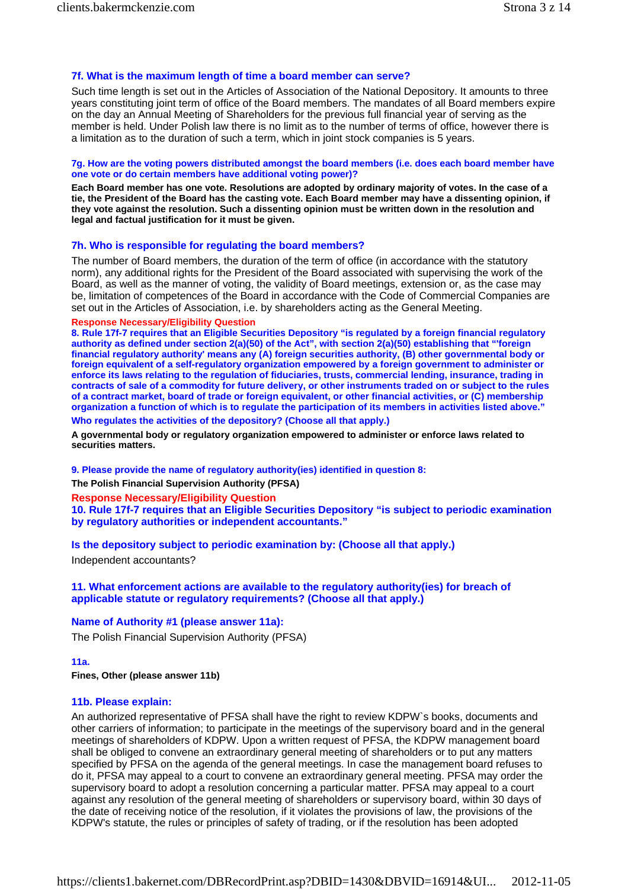### 7f. What is the maximum length of time a board member can serve?

Such time length is set out in the Articles of Association of the National Depository. It amounts to three years constituting joint term of office of the Board members. The mandates of all Board members expire on the day an Annual Meeting of Shareholders for the previous full financial year of serving as the member is held. Under Polish law there is no limit as to the number of terms of office, however there is a limitation as to the duration of such a term, which in joint stock companies is 5 years.

#### 7g. How are the voting powers distributed amongst the board members (i.e. does each board member have one vote or do certain members have additional voting power)?

**Each Board member has one vote. Resolutions are adopted by ordinary majority of votes. In the case of a tie, the President of the Board has the casting vote. Each Board member may have a dissenting opinion, if they vote against the resolution. Such a dissenting opinion must be written down in the resolution and legal and factual justification for it must be given.**

### 7h. Who is responsible for regulating the board members?

The number of Board members, the duration of the term of office (in accordance with the statutory norm), any additional rights for the President of the Board associated with supervising the work of the Board, as well as the manner of voting, the validity of Board meetings, extension or, as the case may be, limitation of competences of the Board in accordance with the Code of Commercial Companies are set out in the Articles of Association, i.e. by shareholders acting as the General Meeting.

**Response Necessary/Eligibility Question**

**8. Rule 17f-7 requires that an Eligible Securities Depository "is regulated by a foreign financial regulatory authority as defined under section 2(a)(50) of the Act", with section 2(a)(50) establishing that "'foreign financial regulatory authority' means any (A) foreign securities authority, (B) other governmental body or foreign equivalent of a self-regulatory organization empowered by a foreign government to administer or enforce its laws relating to the regulation of fiduciaries, trusts, commercial lending, insurance, trading in contracts of sale of a commodity for future delivery, or other instruments traded on or subject to the rules of a contract market, board of trade or foreign equivalent, or other financial activities, or (C) membership organization a function of which is to regulate the participation of its members in activities listed above."**

**Who regulates the activities of the depository? (Choose all that apply.)**

**A governmental body or regulatory organization empowered to administer or enforce laws related to securities matters.**

**9. Please provide the name of regulatory authority(ies) identified in question 8:**

**The Polish Financial Supervision Authority (PFSA)**

**Response Necessary/Eligibility Question**

### 10. Rule 17f-7 requires that an Eligible Securities Depository "is subject to periodic examination by regulatory authorities or independent accountants."

### Is the depository subject to periodic examination by: (Choose all that apply.)

Independent accountants?

### 11. What enforcement actions are available to the regulatory authority(ies) for breach of applicable statute or regulatory requirements? (Choose all that apply.)

### Name of Authority #1 (please answer 11a):

The Polish Financial Supervision Authority (PFSA)

#### 11a.

**Fines, Other (please answer 11b)**

### 11b. Please explain:

An authorized representative of PFSA shall have the right to review KDPW`s books, documents and other carriers of information; to participate in the meetings of the supervisory board and in the general meetings of shareholders of KDPW. Upon a written request of PFSA, the KDPW management board shall be obliged to convene an extraordinary general meeting of shareholders or to put any matters specified by PFSA on the agenda of the general meetings. In case the management board refuses to do it, PFSA may appeal to a court to convene an extraordinary general meeting. PFSA may order the supervisory board to adopt a resolution concerning a particular matter. PFSA may appeal to a court against any resolution of the general meeting of shareholders or supervisory board, within 30 days of the date of receiving notice of the resolution, if it violates the provisions of law, the provisions of the KDPW's statute, the rules or principles of safety of trading, or if the resolution has been adopted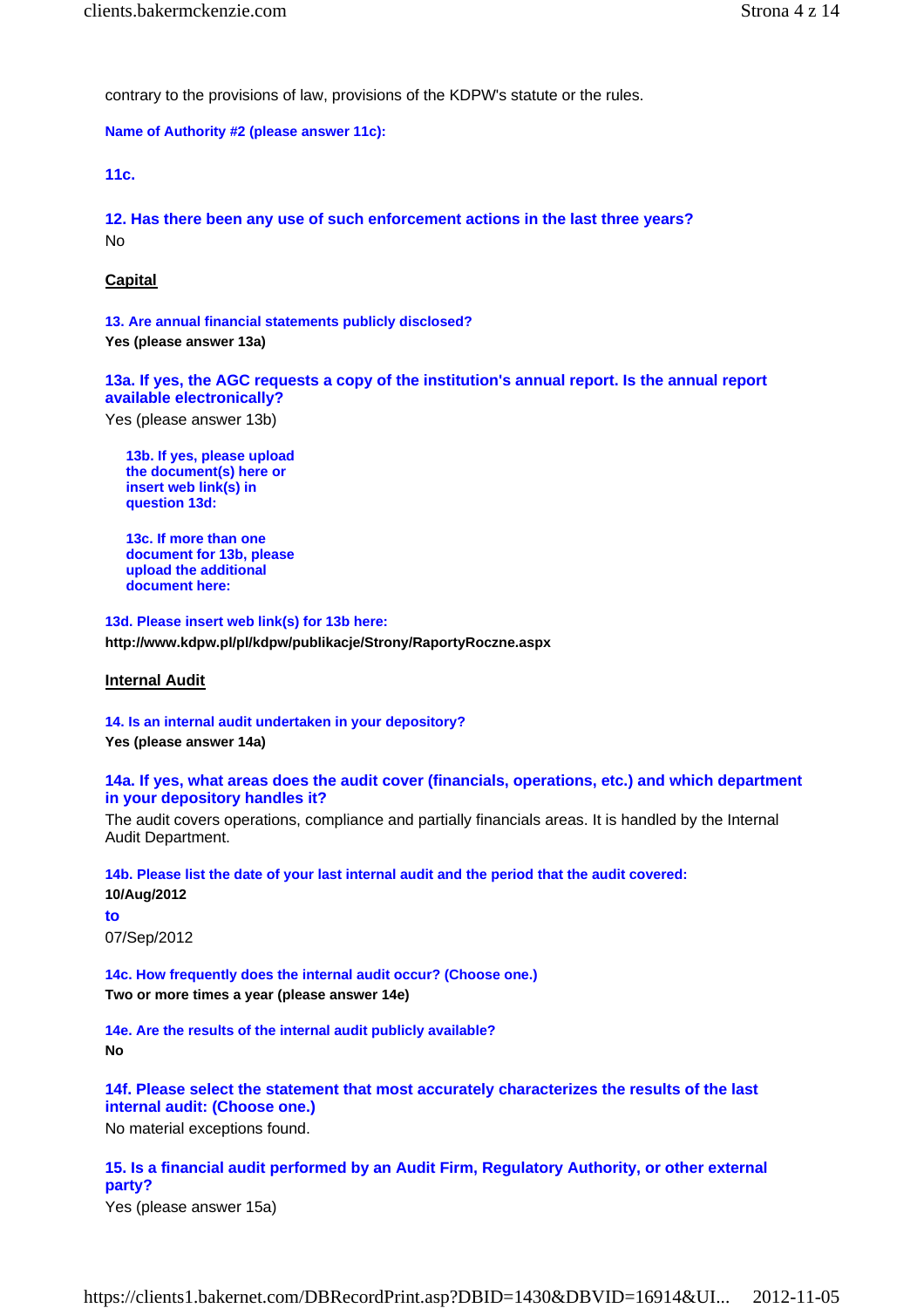contrary to the provisions of law, provisions of the KDPW's statute or the rules.

**Name of Authority #2 (please answer 11c):**

**11c.**

### 12. Has there been any use of such enforcement actions in the last three years?

No

## Capital

**13. Are annual financial statements publicly disclosed?**

**Yes (please answer 13a)**

### 13a. If yes, the AGC requests a copy of the institution's annual report. Is the annual report available electronically?

Yes (please answer 13b)

**13b. If yes, please upload the document(s) here or insert web link(s) in question 13d:**

**13c. If more than one document for 13b, please upload the additional document here:**

**13d. Please insert web link(s) for 13b here:**

**http://www.kdpw.pl/pl/kdpw/publikacje/Strony/RaportyRoczne.aspx**

## Internal Audit

**14. Is an internal audit undertaken in your depository?**

**Yes (please answer 14a)**

### 14a. If yes, what areas does the audit cover (financials, operations, etc.) and which department in your depository handles it?

The audit covers operations, compliance and partially financials areas. It is handled by the Internal Audit Department.

**14b. Please list the date of your last internal audit and the period that the audit covered:**

**10/Aug/2012**

**to**

07/Sep/2012

**14c. How frequently does the internal audit occur? (Choose one.)**

**Two or more times a year (please answer 14e)**

**14e. Are the results of the internal audit publicly available?**

**No**

### 14f. Please select the statement that most accurately characterizes the results of the last internal audit: (Choose one.)

No material exceptions found.

### 15. Is a financial audit performed by an Audit Firm, Regulatory Authority, or other external party?

Yes (please answer 15a)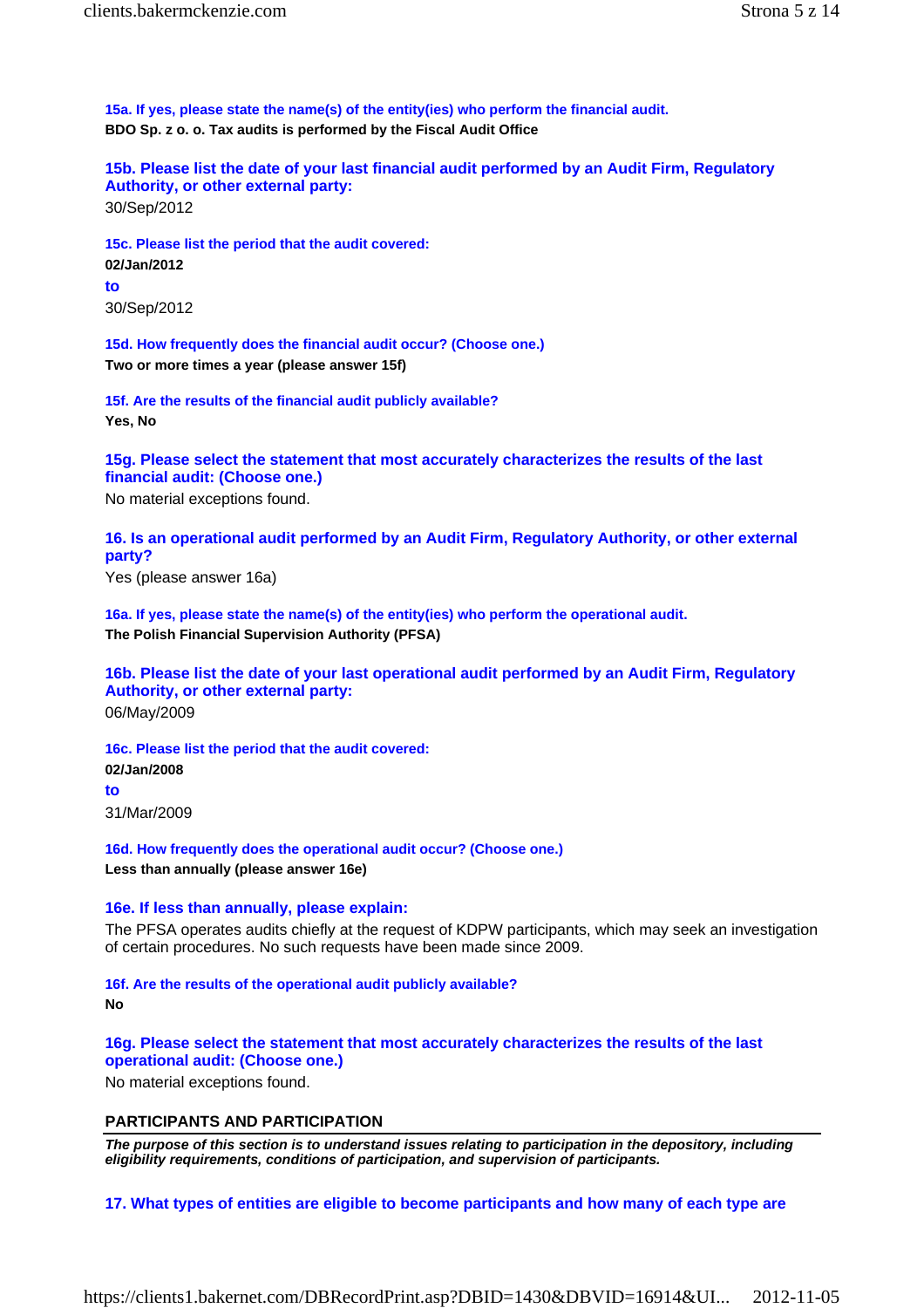**15a. If yes, please state the name(s) of the entity(ies) who perform the financial audit.**

**BDO Sp. z o. o. Tax audits is performed by the Fiscal Audit Office**

**15b. Please list the date of your last financial audit performed by an Audit Firm, Regulatory Authority, or other external party:**

30/Sep/2012

**15c. Please list the period that the audit covered:**

**02/Jan/2012**

**to**

30/Sep/2012

**15d. How frequently does the financial audit occur? (Choose one.)**

**Two or more times a year (please answer 15f)**

**15f. Are the results of the financial audit publicly available?**

**Yes, No**

**15g. Please select the statement that most accurately characterizes the results of the last financial audit: (Choose one.)**

No material exceptions found.

**16. Is an operational audit performed by an Audit Firm, Regulatory Authority, or other external party?**

Yes (please answer 16a)

**16a. If yes, please state the name(s) of the entity(ies) who perform the operational audit.**

**The Polish Financial Supervision Authority (PFSA)**

**16b. Please list the date of your last operational audit performed by an Audit Firm, Regulatory Authority, or other external party:**

06/May/2009

**16c. Please list the period that the audit covered:**

**02/Jan/2008**

**to**

31/Mar/2009

**16d. How frequently does the operational audit occur? (Choose one.)**

**Less than annually (please answer 16e)**

**16e. If less than annually, please explain:**

The PFSA operates audits chiefly at the request of KDPW participants, which may seek an investigation of certain procedures. No such requests have been made since 2009.

**16f. Are the results of the operational audit publicly available?**

**No**

**16g. Please select the statement that most accurately characterizes the results of the last operational audit: (Choose one.)**

No material exceptions found.

## PARTICIPANTS AND PARTICIPATION

***The purpose of this section is to understand issues relating to participation in the depository, including eligibility requirements, conditions of participation, and supervision of participants.***

**17. What types of entities are eligible to become participants and how many of each type are**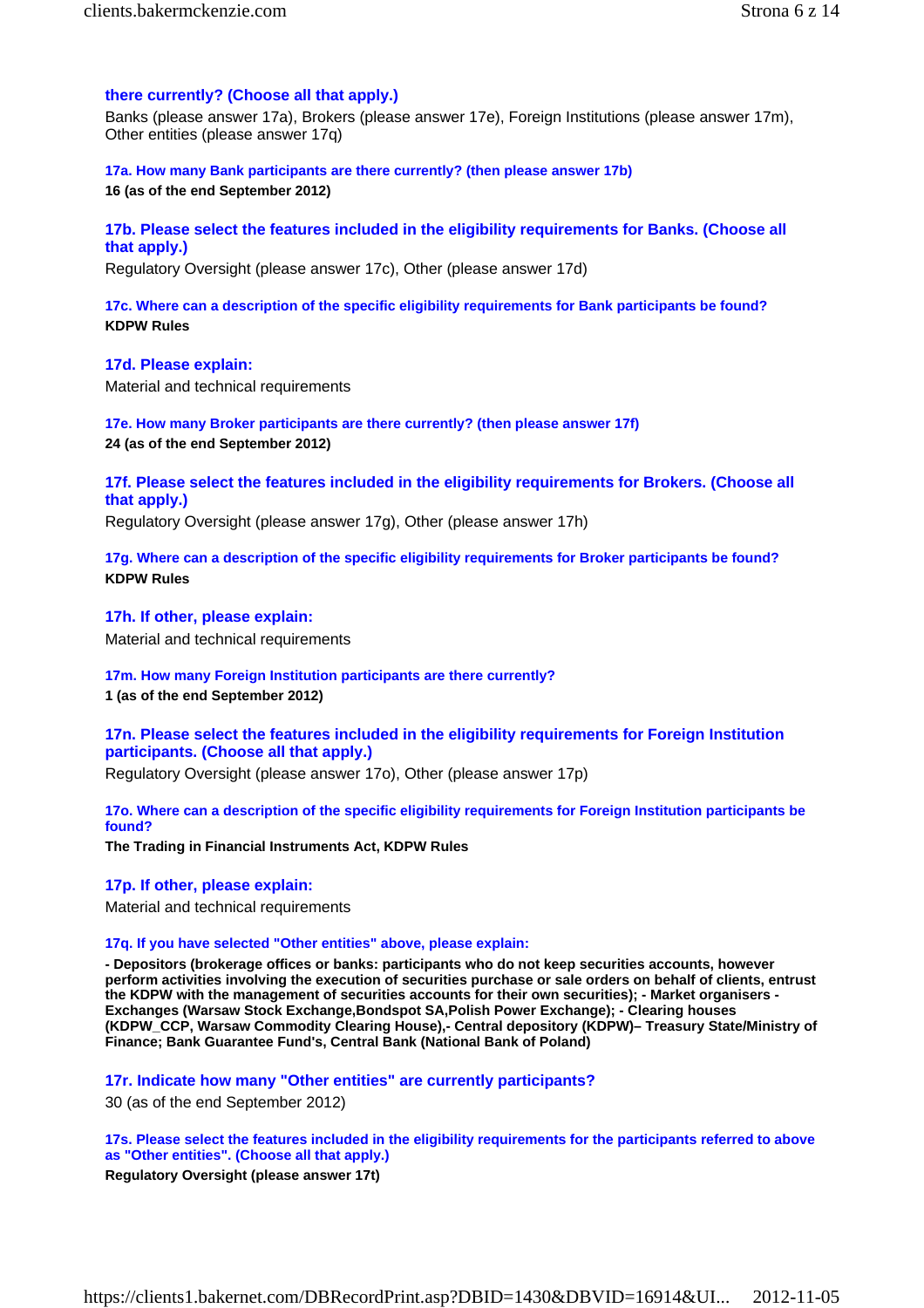**there currently? (Choose all that apply.)**

Banks (please answer 17a), Brokers (please answer 17e), Foreign Institutions (please answer 17m), Other entities (please answer 17q)

**17a. How many Bank participants are there currently? (then please answer 17b)**

**16 (as of the end September 2012)**

**17b. Please select the features included in the eligibility requirements for Banks. (Choose all that apply.)**

Regulatory Oversight (please answer 17c), Other (please answer 17d)

**17c. Where can a description of the specific eligibility requirements for Bank participants be found?**

**KDPW Rules**

**17d. Please explain:**

Material and technical requirements

**17e. How many Broker participants are there currently? (then please answer 17f)**

**24 (as of the end September 2012)**

**17f. Please select the features included in the eligibility requirements for Brokers. (Choose all that apply.)**

Regulatory Oversight (please answer 17g), Other (please answer 17h)

**17g. Where can a description of the specific eligibility requirements for Broker participants be found?**

**KDPW Rules**

**17h. If other, please explain:**

Material and technical requirements

**17m. How many Foreign Institution participants are there currently?**

**1 (as of the end September 2012)**

**17n. Please select the features included in the eligibility requirements for Foreign Institution participants. (Choose all that apply.)**

Regulatory Oversight (please answer 17o), Other (please answer 17p)

**17o. Where can a description of the specific eligibility requirements for Foreign Institution participants be found?**

**The Trading in Financial Instruments Act, KDPW Rules**

**17p. If other, please explain:**

Material and technical requirements

**17q. If you have selected "Other entities" above, please explain:**

**- Depositors (brokerage offices or banks: participants who do not keep securities accounts, however perform activities involving the execution of securities purchase or sale orders on behalf of clients, entrust the KDPW with the management of securities accounts for their own securities); - Market organisers - Exchanges (Warsaw Stock Exchange,Bondspot SA,Polish Power Exchange); - Clearing houses (KDPW_CCP, Warsaw Commodity Clearing House),- Central depository (KDPW)– Treasury State/Ministry of Finance; Bank Guarantee Fund's, Central Bank (National Bank of Poland)**

**17r. Indicate how many "Other entities" are currently participants?**

30 (as of the end September 2012)

**17s. Please select the features included in the eligibility requirements for the participants referred to above as "Other entities". (Choose all that apply.)**

**Regulatory Oversight (please answer 17t)**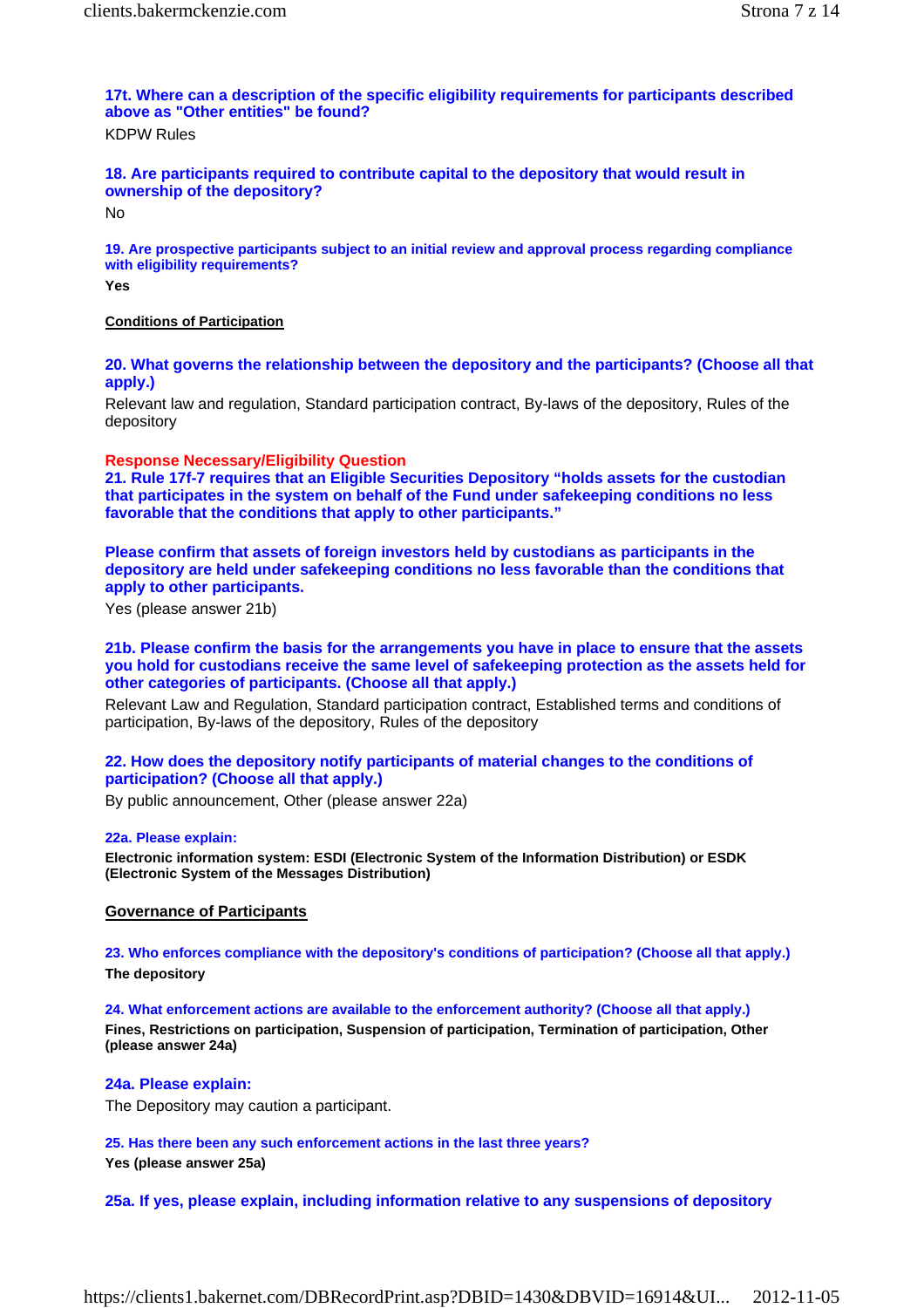**17t. Where can a description of the specific eligibility requirements for participants described above as "Other entities" be found?**

KDPW Rules

**18. Are participants required to contribute capital to the depository that would result in ownership of the depository?**

No

**19. Are prospective participants subject to an initial review and approval process regarding compliance with eligibility requirements?**

**Yes**

**Conditions of Participation**

**20. What governs the relationship between the depository and the participants? (Choose all that apply.)**

Relevant law and regulation, Standard participation contract, By-laws of the depository, Rules of the depository

**Response Necessary/Eligibility Question**

**21. Rule 17f-7 requires that an Eligible Securities Depository "holds assets for the custodian that participates in the system on behalf of the Fund under safekeeping conditions no less favorable that the conditions that apply to other participants."**

**Please confirm that assets of foreign investors held by custodians as participants in the depository are held under safekeeping conditions no less favorable than the conditions that apply to other participants.**

Yes (please answer 21b)

**21b. Please confirm the basis for the arrangements you have in place to ensure that the assets you hold for custodians receive the same level of safekeeping protection as the assets held for other categories of participants. (Choose all that apply.)**

Relevant Law and Regulation, Standard participation contract, Established terms and conditions of participation, By-laws of the depository, Rules of the depository

**22. How does the depository notify participants of material changes to the conditions of participation? (Choose all that apply.)**

By public announcement, Other (please answer 22a)

**22a. Please explain:**

**Electronic information system: ESDI (Electronic System of the Information Distribution) or ESDK (Electronic System of the Messages Distribution)**

**Governance of Participants**

**23. Who enforces compliance with the depository's conditions of participation? (Choose all that apply.)**

**The depository**

**24. What enforcement actions are available to the enforcement authority? (Choose all that apply.)**

**Fines, Restrictions on participation, Suspension of participation, Termination of participation, Other (please answer 24a)**

**24a. Please explain:**

The Depository may caution a participant.

**25. Has there been any such enforcement actions in the last three years?**

**Yes (please answer 25a)**

**25a. If yes, please explain, including information relative to any suspensions of depository**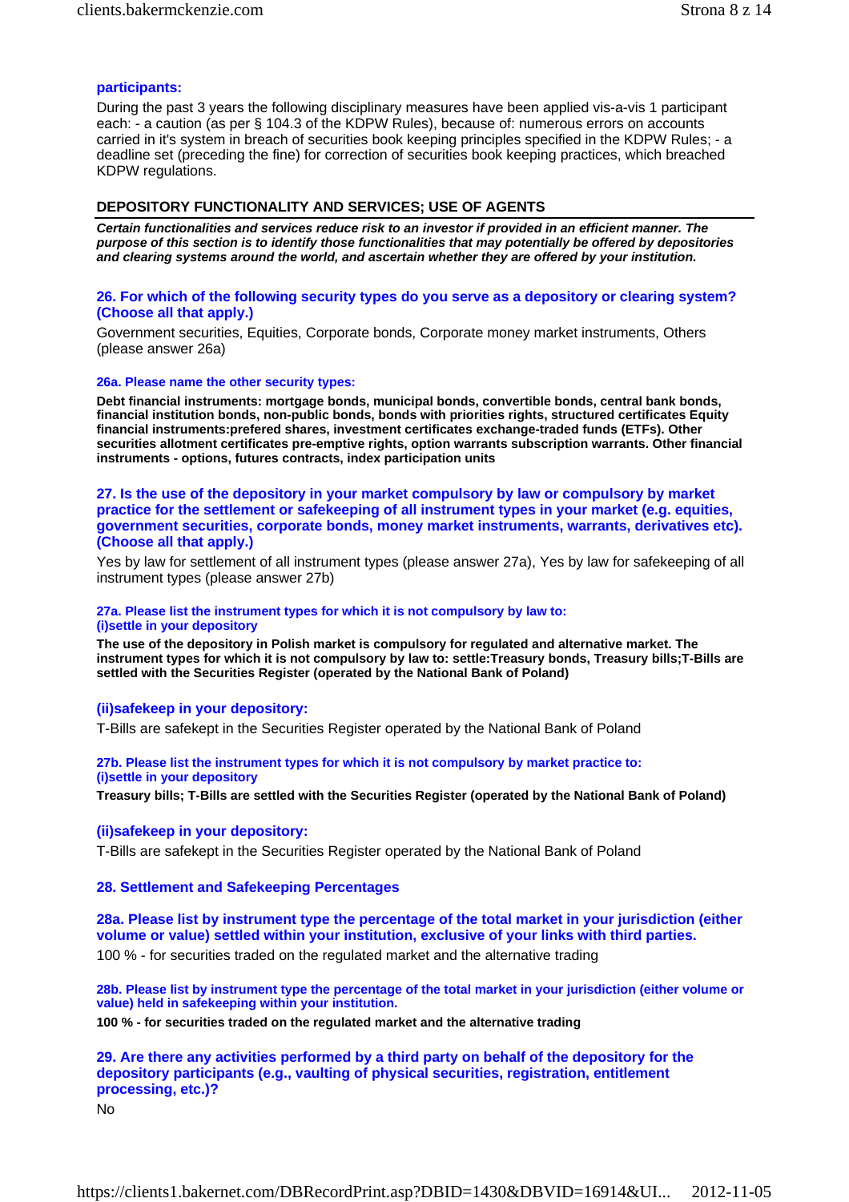**participants:**

During the past 3 years the following disciplinary measures have been applied vis-a-vis 1 participant each: - a caution (as per § 104.3 of the KDPW Rules), because of: numerous errors on accounts carried in it's system in breach of securities book keeping principles specified in the KDPW Rules; - a deadline set (preceding the fine) for correction of securities book keeping practices, which breached KDPW regulations.

## DEPOSITORY FUNCTIONALITY AND SERVICES; USE OF AGENTS

***Certain functionalities and services reduce risk to an investor if provided in an efficient manner. The purpose of this section is to identify those functionalities that may potentially be offered by depositories and clearing systems around the world, and ascertain whether they are offered by your institution.***

### 26. For which of the following security types do you serve as a depository or clearing system? (Choose all that apply.)

Government securities, Equities, Corporate bonds, Corporate money market instruments, Others (please answer 26a)

#### 26a. Please name the other security types:

**Debt financial instruments: mortgage bonds, municipal bonds, convertible bonds, central bank bonds, financial institution bonds, non-public bonds, bonds with priorities rights, structured certificates Equity financial instruments:prefered shares, investment certificates exchange-traded funds (ETFs). Other securities allotment certificates pre-emptive rights, option warrants subscription warrants. Other financial instruments - options, futures contracts, index participation units**

### 27. Is the use of the depository in your market compulsory by law or compulsory by market practice for the settlement or safekeeping of all instrument types in your market (e.g. equities, government securities, corporate bonds, money market instruments, warrants, derivatives etc). (Choose all that apply.)

Yes by law for settlement of all instrument types (please answer 27a), Yes by law for safekeeping of all instrument types (please answer 27b)

#### 27a. Please list the instrument types for which it is not compulsory by law to: (i)settle in your depository

**The use of the depository in Polish market is compulsory for regulated and alternative market. The instrument types for which it is not compulsory by law to: settle:Treasury bonds, Treasury bills;T-Bills are settled with the Securities Register (operated by the National Bank of Poland)**

#### (ii)safekeep in your depository:

T-Bills are safekept in the Securities Register operated by the National Bank of Poland

#### 27b. Please list the instrument types for which it is not compulsory by market practice to: (i)settle in your depository

**Treasury bills; T-Bills are settled with the Securities Register (operated by the National Bank of Poland)**

#### (ii)safekeep in your depository:

T-Bills are safekept in the Securities Register operated by the National Bank of Poland

### 28. Settlement and Safekeeping Percentages

### 28a. Please list by instrument type the percentage of the total market in your jurisdiction (either volume or value) settled within your institution, exclusive of your links with third parties.

100 % - for securities traded on the regulated market and the alternative trading

#### 28b. Please list by instrument type the percentage of the total market in your jurisdiction (either volume or value) held in safekeeping within your institution.

**100 % - for securities traded on the regulated market and the alternative trading**

### 29. Are there any activities performed by a third party on behalf of the depository for the depository participants (e.g., vaulting of physical securities, registration, entitlement processing, etc.)?

No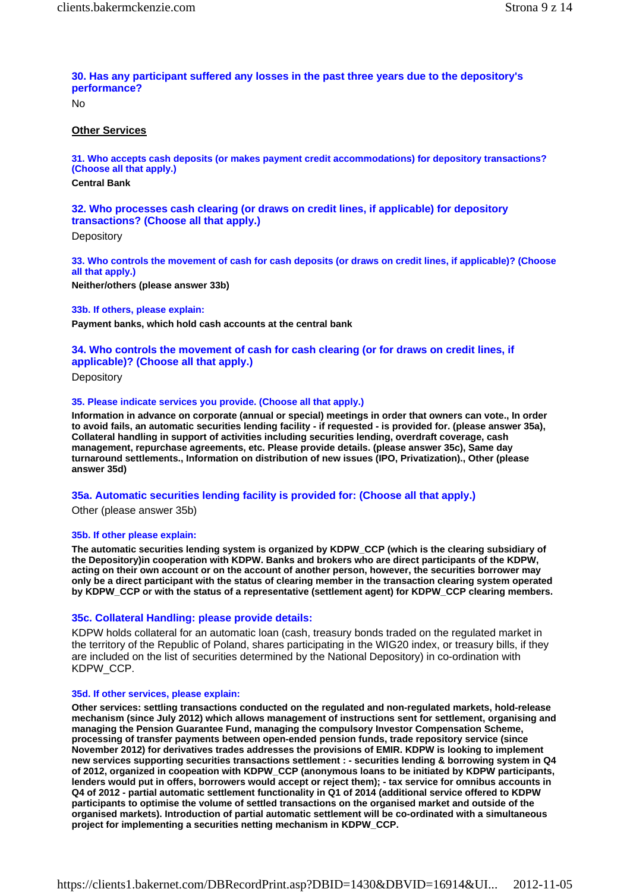**30. Has any participant suffered any losses in the past three years due to the depository's performance?**

No

**Other Services**

**31. Who accepts cash deposits (or makes payment credit accommodations) for depository transactions? (Choose all that apply.)**

**Central Bank**

**32. Who processes cash clearing (or draws on credit lines, if applicable) for depository transactions? (Choose all that apply.)**

Depository

**33. Who controls the movement of cash for cash deposits (or draws on credit lines, if applicable)? (Choose all that apply.)**

**Neither/others (please answer 33b)**

**33b. If others, please explain:**

**Payment banks, which hold cash accounts at the central bank**

**34. Who controls the movement of cash for cash clearing (or for draws on credit lines, if applicable)? (Choose all that apply.)**

Depository

**35. Please indicate services you provide. (Choose all that apply.)**

**Information in advance on corporate (annual or special) meetings in order that owners can vote., In order to avoid fails, an automatic securities lending facility - if requested - is provided for. (please answer 35a), Collateral handling in support of activities including securities lending, overdraft coverage, cash management, repurchase agreements, etc. Please provide details. (please answer 35c), Same day turnaround settlements., Information on distribution of new issues (IPO, Privatization)., Other (please answer 35d)**

**35a. Automatic securities lending facility is provided for: (Choose all that apply.)**

Other (please answer 35b)

**35b. If other please explain:**

**The automatic securities lending system is organized by KDPW_CCP (which is the clearing subsidiary of the Depository)in cooperation with KDPW. Banks and brokers who are direct participants of the KDPW, acting on their own account or on the account of another person, however, the securities borrower may only be a direct participant with the status of clearing member in the transaction clearing system operated by KDPW_CCP or with the status of a representative (settlement agent) for KDPW_CCP clearing members.**

**35c. Collateral Handling: please provide details:**

KDPW holds collateral for an automatic loan (cash, treasury bonds traded on the regulated market in the territory of the Republic of Poland, shares participating in the WIG20 index, or treasury bills, if they are included on the list of securities determined by the National Depository) in co-ordination with KDPW_CCP.

**35d. If other services, please explain:**

**Other services: settling transactions conducted on the regulated and non-regulated markets, hold-release mechanism (since July 2012) which allows management of instructions sent for settlement, organising and managing the Pension Guarantee Fund, managing the compulsory Investor Compensation Scheme, processing of transfer payments between open-ended pension funds, trade repository service (since November 2012) for derivatives trades addresses the provisions of EMIR. KDPW is looking to implement new services supporting securities transactions settlement : - securities lending & borrowing system in Q4 of 2012, organized in coopeation with KDPW_CCP (anonymous loans to be initiated by KDPW participants, lenders would put in offers, borrowers would accept or reject them); - tax service for omnibus accounts in Q4 of 2012 - partial automatic settlement functionality in Q1 of 2014 (additional service offered to KDPW participants to optimise the volume of settled transactions on the organised market and outside of the organised markets). Introduction of partial automatic settlement will be co-ordinated with a simultaneous project for implementing a securities netting mechanism in KDPW_CCP.**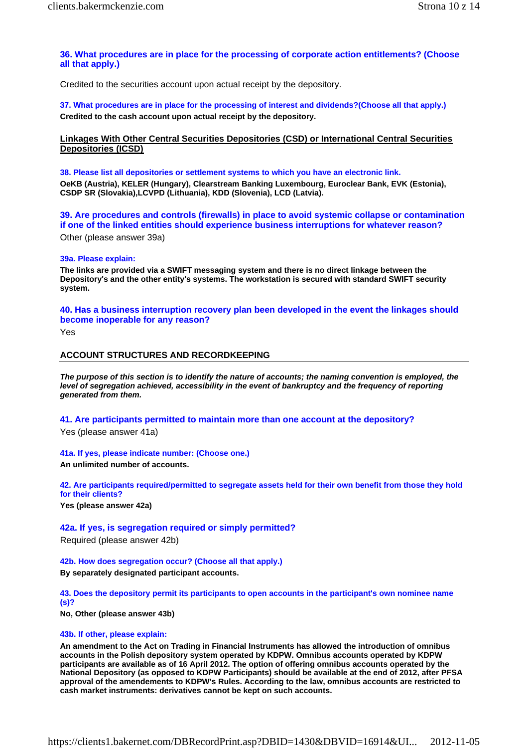**36. What procedures are in place for the processing of corporate action entitlements? (Choose all that apply.)**

Credited to the securities account upon actual receipt by the depository.

**37. What procedures are in place for the processing of interest and dividends?(Choose all that apply.)**

**Credited to the cash account upon actual receipt by the depository.**

## Linkages With Other Central Securities Depositories (CSD) or International Central Securities Depositories (ICSD)

**38. Please list all depositories or settlement systems to which you have an electronic link.**

**OeKB (Austria), KELER (Hungary), Clearstream Banking Luxembourg, Euroclear Bank, EVK (Estonia), CSDP SR (Slovakia),LCVPD (Lithuania), KDD (Slovenia), LCD (Latvia).**

**39. Are procedures and controls (firewalls) in place to avoid systemic collapse or contamination if one of the linked entities should experience business interruptions for whatever reason?**

Other (please answer 39a)

**39a. Please explain:**

**The links are provided via a SWIFT messaging system and there is no direct linkage between the Depository's and the other entity's systems. The workstation is secured with standard SWIFT security system.**

**40. Has a business interruption recovery plan been developed in the event the linkages should become inoperable for any reason?**

Yes

## ACCOUNT STRUCTURES AND RECORDKEEPING

***The purpose of this section is to identify the nature of accounts; the naming convention is employed, the level of segregation achieved, accessibility in the event of bankruptcy and the frequency of reporting generated from them.***

**41. Are participants permitted to maintain more than one account at the depository?**

Yes (please answer 41a)

**41a. If yes, please indicate number: (Choose one.)**

**An unlimited number of accounts.**

**42. Are participants required/permitted to segregate assets held for their own benefit from those they hold for their clients?**

**Yes (please answer 42a)**

**42a. If yes, is segregation required or simply permitted?**

Required (please answer 42b)

**42b. How does segregation occur? (Choose all that apply.)**

**By separately designated participant accounts.**

**43. Does the depository permit its participants to open accounts in the participant's own nominee name (s)?**

**No, Other (please answer 43b)**

**43b. If other, please explain:**

**An amendment to the Act on Trading in Financial Instruments has allowed the introduction of omnibus accounts in the Polish depository system operated by KDPW. Omnibus accounts operated by KDPW participants are available as of 16 April 2012. The option of offering omnibus accounts operated by the National Depository (as opposed to KDPW Participants) should be available at the end of 2012, after PFSA approval of the amendements to KDPW's Rules. According to the law, omnibus accounts are restricted to cash market instruments: derivatives cannot be kept on such accounts.**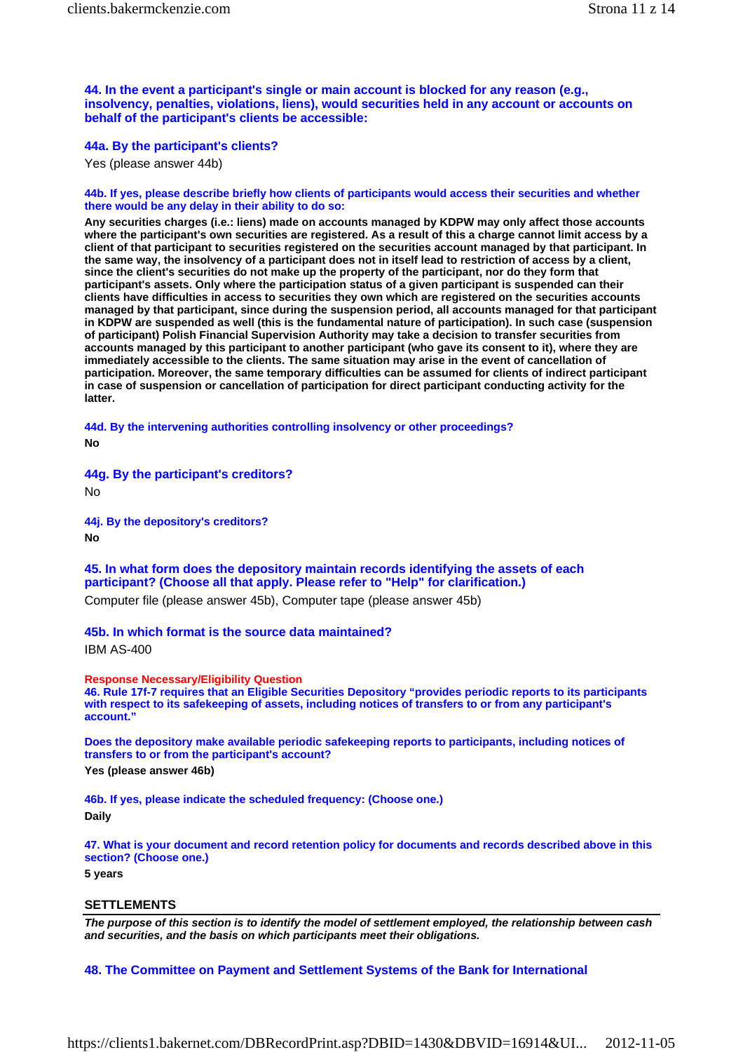**44. In the event a participant's single or main account is blocked for any reason (e.g., insolvency, penalties, violations, liens), would securities held in any account or accounts on behalf of the participant's clients be accessible:**

**44a. By the participant's clients?**

Yes (please answer 44b)

**44b. If yes, please describe briefly how clients of participants would access their securities and whether there would be any delay in their ability to do so:**

**Any securities charges (i.e.: liens) made on accounts managed by KDPW may only affect those accounts where the participant's own securities are registered. As a result of this a charge cannot limit access by a client of that participant to securities registered on the securities account managed by that participant. In the same way, the insolvency of a participant does not in itself lead to restriction of access by a client, since the client's securities do not make up the property of the participant, nor do they form that participant's assets. Only where the participation status of a given participant is suspended can their clients have difficulties in access to securities they own which are registered on the securities accounts managed by that participant, since during the suspension period, all accounts managed for that participant in KDPW are suspended as well (this is the fundamental nature of participation). In such case (suspension of participant) Polish Financial Supervision Authority may take a decision to transfer securities from accounts managed by this participant to another participant (who gave its consent to it), where they are immediately accessible to the clients. The same situation may arise in the event of cancellation of participation. Moreover, the same temporary difficulties can be assumed for clients of indirect participant in case of suspension or cancellation of participation for direct participant conducting activity for the latter.**

**44d. By the intervening authorities controlling insolvency or other proceedings?**

**No**

**44g. By the participant's creditors?**

No

**44j. By the depository's creditors?**

**No**

**45. In what form does the depository maintain records identifying the assets of each participant? (Choose all that apply. Please refer to "Help" for clarification.)**

Computer file (please answer 45b), Computer tape (please answer 45b)

**45b. In which format is the source data maintained?**

IBM AS-400

**Response Necessary/Eligibility Question**

**46. Rule 17f-7 requires that an Eligible Securities Depository "provides periodic reports to its participants with respect to its safekeeping of assets, including notices of transfers to or from any participant's account."**

**Does the depository make available periodic safekeeping reports to participants, including notices of transfers to or from the participant's account?**

**Yes (please answer 46b)**

**46b. If yes, please indicate the scheduled frequency: (Choose one.)**

**Daily**

**47. What is your document and record retention policy for documents and records described above in this section? (Choose one.)**

**5 years**

## SETTLEMENTS

***The purpose of this section is to identify the model of settlement employed, the relationship between cash and securities, and the basis on which participants meet their obligations.***

**48. The Committee on Payment and Settlement Systems of the Bank for International**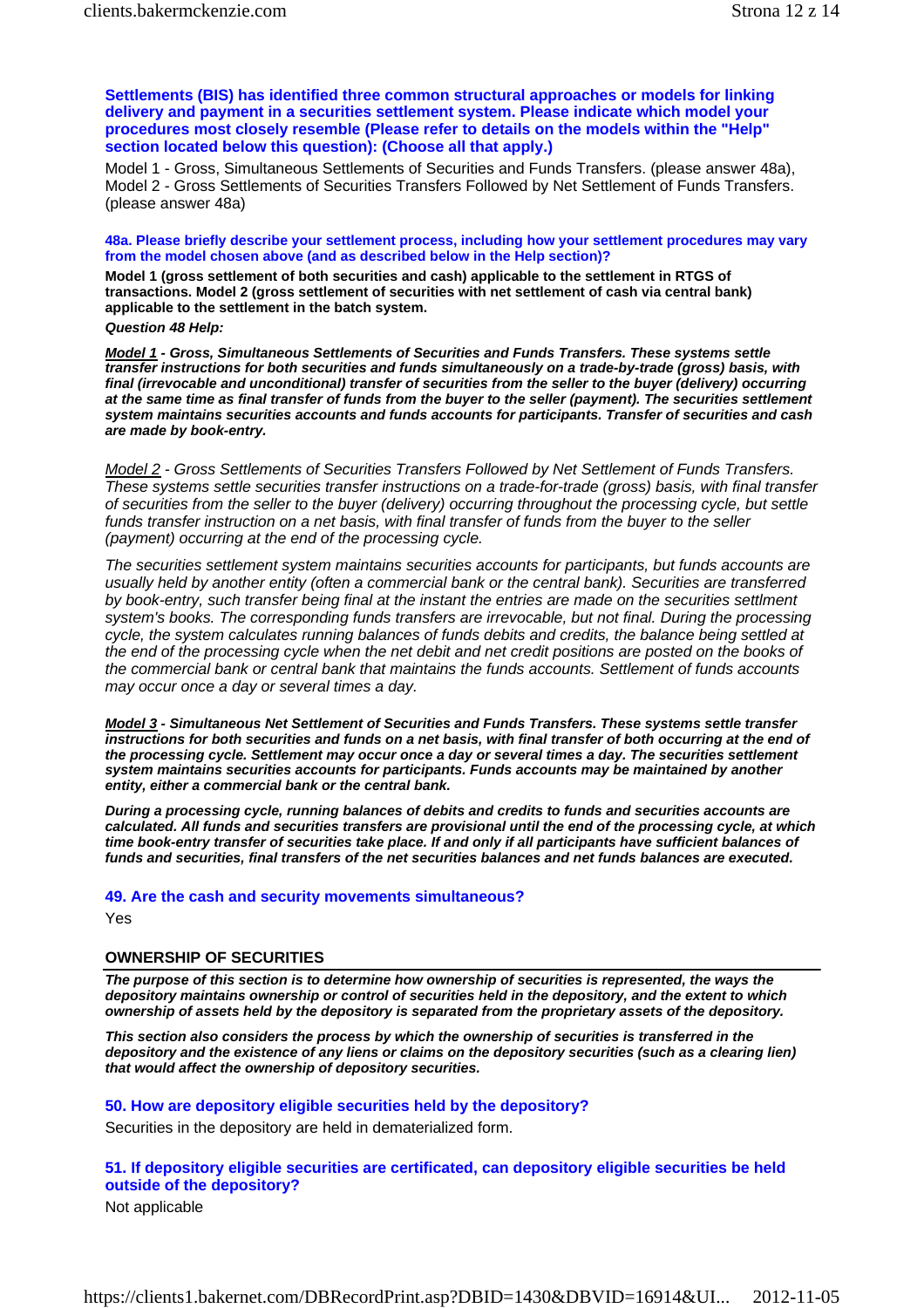**Settlements (BIS) has identified three common structural approaches or models for linking delivery and payment in a securities settlement system. Please indicate which model your procedures most closely resemble (Please refer to details on the models within the "Help" section located below this question): (Choose all that apply.)**

Model 1 - Gross, Simultaneous Settlements of Securities and Funds Transfers. (please answer 48a), Model 2 - Gross Settlements of Securities Transfers Followed by Net Settlement of Funds Transfers. (please answer 48a)

**48a. Please briefly describe your settlement process, including how your settlement procedures may vary from the model chosen above (and as described below in the Help section)?**

**Model 1 (gross settlement of both securities and cash) applicable to the settlement in RTGS of transactions. Model 2 (gross settlement of securities with net settlement of cash via central bank) applicable to the settlement in the batch system.**

***Question 48 Help:***

***Model 1 - Gross, Simultaneous Settlements of Securities and Funds Transfers. These systems settle transfer instructions for both securities and funds simultaneously on a trade-by-trade (gross) basis, with final (irrevocable and unconditional) transfer of securities from the seller to the buyer (delivery) occurring at the same time as final transfer of funds from the buyer to the seller (payment). The securities settlement system maintains securities accounts and funds accounts for participants. Transfer of securities and cash are made by book-entry.***

*Model 2 - Gross Settlements of Securities Transfers Followed by Net Settlement of Funds Transfers. These systems settle securities transfer instructions on a trade-for-trade (gross) basis, with final transfer of securities from the seller to the buyer (delivery) occurring throughout the processing cycle, but settle funds transfer instruction on a net basis, with final transfer of funds from the buyer to the seller (payment) occurring at the end of the processing cycle.*

*The securities settlement system maintains securities accounts for participants, but funds accounts are usually held by another entity (often a commercial bank or the central bank). Securities are transferred by book-entry, such transfer being final at the instant the entries are made on the securities settlment system's books. The corresponding funds transfers are irrevocable, but not final. During the processing cycle, the system calculates running balances of funds debits and credits, the balance being settled at the end of the processing cycle when the net debit and net credit positions are posted on the books of the commercial bank or central bank that maintains the funds accounts. Settlement of funds accounts may occur once a day or several times a day.*

***Model 3 - Simultaneous Net Settlement of Securities and Funds Transfers. These systems settle transfer instructions for both securities and funds on a net basis, with final transfer of both occurring at the end of the processing cycle. Settlement may occur once a day or several times a day. The securities settlement system maintains securities accounts for participants. Funds accounts may be maintained by another entity, either a commercial bank or the central bank.***

***During a processing cycle, running balances of debits and credits to funds and securities accounts are calculated. All funds and securities transfers are provisional until the end of the processing cycle, at which time book-entry transfer of securities take place. If and only if all participants have sufficient balances of funds and securities, final transfers of the net securities balances and net funds balances are executed.***

**49. Are the cash and security movements simultaneous?**

Yes

## OWNERSHIP OF SECURITIES

***The purpose of this section is to determine how ownership of securities is represented, the ways the depository maintains ownership or control of securities held in the depository, and the extent to which ownership of assets held by the depository is separated from the proprietary assets of the depository.***

***This section also considers the process by which the ownership of securities is transferred in the depository and the existence of any liens or claims on the depository securities (such as a clearing lien) that would affect the ownership of depository securities.***

**50. How are depository eligible securities held by the depository?**

Securities in the depository are held in dematerialized form.

**51. If depository eligible securities are certificated, can depository eligible securities be held outside of the depository?**

Not applicable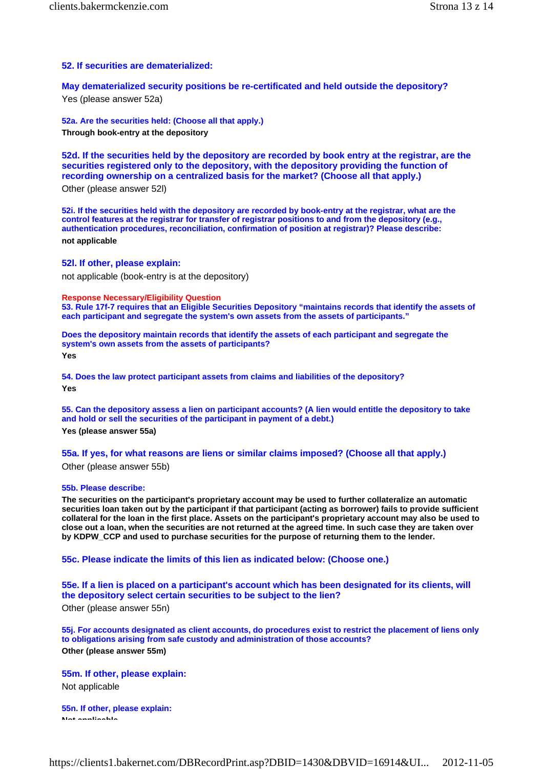### 52. If securities are dematerialized:

### May dematerialized security positions be re-certificated and held outside the depository?

Yes (please answer 52a)

**52a. Are the securities held: (Choose all that apply.)**

**Through book-entry at the depository**

### 52d. If the securities held by the depository are recorded by book entry at the registrar, are the securities registered only to the depository, with the depository providing the function of recording ownership on a centralized basis for the market? (Choose all that apply.)

Other (please answer 52l)

**52i. If the securities held with the depository are recorded by book-entry at the registrar, what are the control features at the registrar for transfer of registrar positions to and from the depository (e.g., authentication procedures, reconciliation, confirmation of position at registrar)? Please describe:**

**not applicable**

### 52l. If other, please explain:

not applicable (book-entry is at the depository)

**Response Necessary/Eligibility Question**

**53. Rule 17f-7 requires that an Eligible Securities Depository "maintains records that identify the assets of each participant and segregate the system's own assets from the assets of participants."**

**Does the depository maintain records that identify the assets of each participant and segregate the system's own assets from the assets of participants?**

**Yes**

**54. Does the law protect participant assets from claims and liabilities of the depository?**

**Yes**

**55. Can the depository assess a lien on participant accounts? (A lien would entitle the depository to take and hold or sell the securities of the participant in payment of a debt.)**

**Yes (please answer 55a)**

### 55a. If yes, for what reasons are liens or similar claims imposed? (Choose all that apply.)

Other (please answer 55b)

**55b. Please describe:**

**The securities on the participant's proprietary account may be used to further collateralize an automatic securities loan taken out by the participant if that participant (acting as borrower) fails to provide sufficient collateral for the loan in the first place. Assets on the participant's proprietary account may also be used to close out a loan, when the securities are not returned at the agreed time. In such case they are taken over by KDPW_CCP and used to purchase securities for the purpose of returning them to the lender.**

### 55c. Please indicate the limits of this lien as indicated below: (Choose one.)

### 55e. If a lien is placed on a participant's account which has been designated for its clients, will the depository select certain securities to be subject to the lien?

Other (please answer 55n)

**55j. For accounts designated as client accounts, do procedures exist to restrict the placement of liens only to obligations arising from safe custody and administration of those accounts?**

**Other (please answer 55m)**

### 55m. If other, please explain:

Not applicable

**55n. If other, please explain:**

Not applicable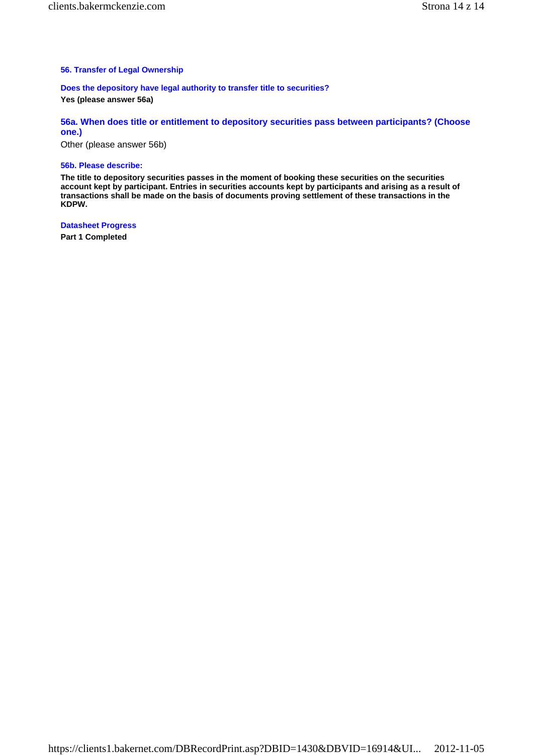### 56. Transfer of Legal Ownership

**Does the depository have legal authority to transfer title to securities?**

**Yes (please answer 56a)**

### 56a. When does title or entitlement to depository securities pass between participants? (Choose one.)

Other (please answer 56b)

**56b. Please describe:**

**The title to depository securities passes in the moment of booking these securities on the securities account kept by participant. Entries in securities accounts kept by participants and arising as a result of transactions shall be made on the basis of documents proving settlement of these transactions in the KDPW.**

**Datasheet Progress**

**Part 1 Completed**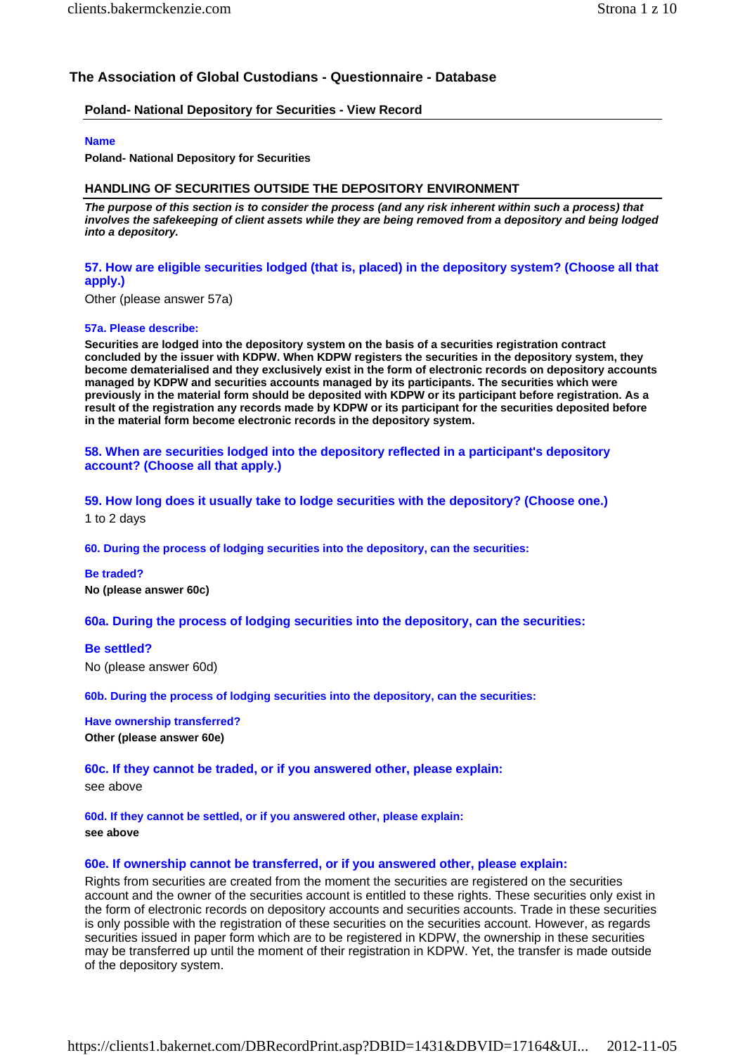# The Association of Global Custodians - Questionnaire - Database

## Poland- National Depository for Securities - View Record

**Name**

**Poland- National Depository for Securities**

## HANDLING OF SECURITIES OUTSIDE THE DEPOSITORY ENVIRONMENT

***The purpose of this section is to consider the process (and any risk inherent within such a process) that involves the safekeeping of client assets while they are being removed from a depository and being lodged into a depository.***

### 57. How are eligible securities lodged (that is, placed) in the depository system? (Choose all that apply.)

Other (please answer 57a)

**57a. Please describe:**

**Securities are lodged into the depository system on the basis of a securities registration contract concluded by the issuer with KDPW. When KDPW registers the securities in the depository system, they become dematerialised and they exclusively exist in the form of electronic records on depository accounts managed by KDPW and securities accounts managed by its participants. The securities which were previously in the material form should be deposited with KDPW or its participant before registration. As a result of the registration any records made by KDPW or its participant for the securities deposited before in the material form become electronic records in the depository system.**

### 58. When are securities lodged into the depository reflected in a participant's depository account? (Choose all that apply.)

### 59. How long does it usually take to lodge securities with the depository? (Choose one.)

1 to 2 days

**60. During the process of lodging securities into the depository, can the securities:**

**Be traded?**

**No (please answer 60c)**

### 60a. During the process of lodging securities into the depository, can the securities:

**Be settled?**

No (please answer 60d)

**60b. During the process of lodging securities into the depository, can the securities:**

**Have ownership transferred?**

**Other (please answer 60e)**

### 60c. If they cannot be traded, or if you answered other, please explain:

see above

**60d. If they cannot be settled, or if you answered other, please explain:**

**see above**

### 60e. If ownership cannot be transferred, or if you answered other, please explain:

Rights from securities are created from the moment the securities are registered on the securities account and the owner of the securities account is entitled to these rights. These securities only exist in the form of electronic records on depository accounts and securities accounts. Trade in these securities is only possible with the registration of these securities on the securities account. However, as regards securities issued in paper form which are to be registered in KDPW, the ownership in these securities may be transferred up until the moment of their registration in KDPW. Yet, the transfer is made outside of the depository system.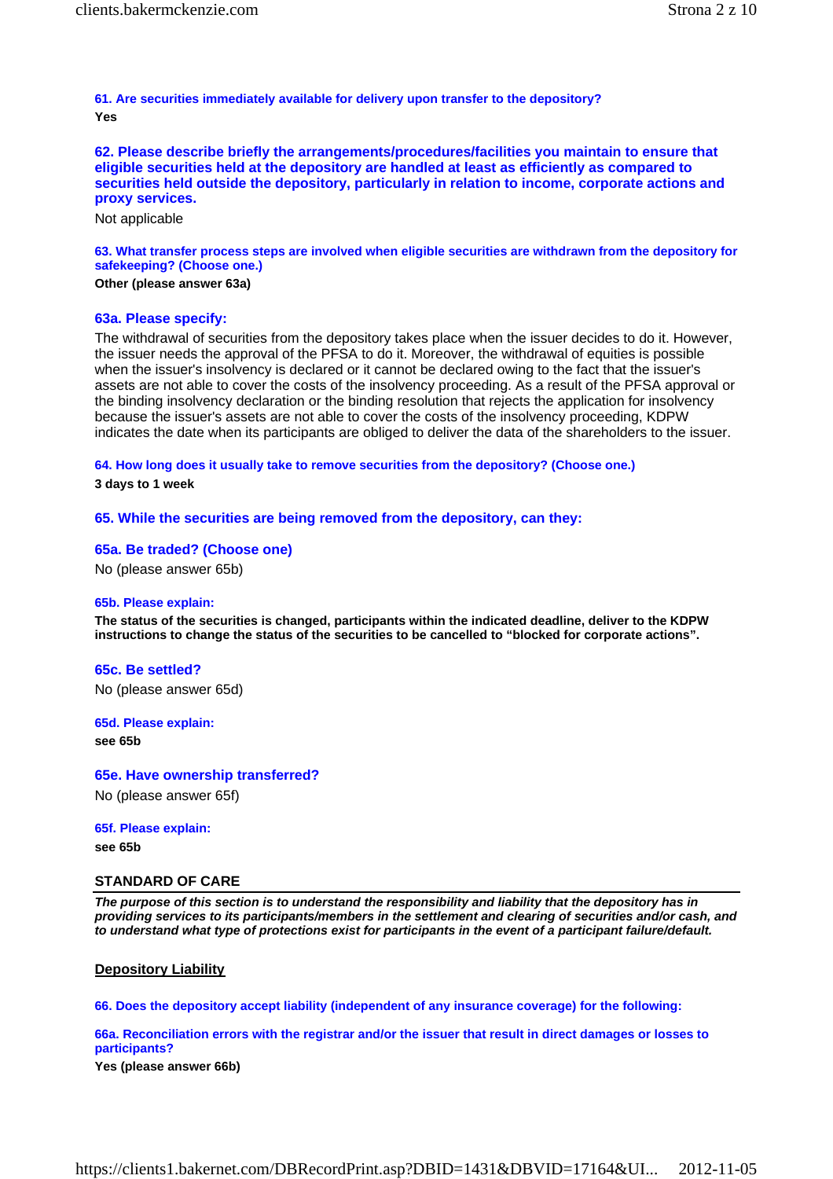**61. Are securities immediately available for delivery upon transfer to the depository?**

**Yes**

**62. Please describe briefly the arrangements/procedures/facilities you maintain to ensure that eligible securities held at the depository are handled at least as efficiently as compared to securities held outside the depository, particularly in relation to income, corporate actions and proxy services.**

Not applicable

**63. What transfer process steps are involved when eligible securities are withdrawn from the depository for safekeeping? (Choose one.)**

**Other (please answer 63a)**

**63a. Please specify:**

The withdrawal of securities from the depository takes place when the issuer decides to do it. However, the issuer needs the approval of the PFSA to do it. Moreover, the withdrawal of equities is possible when the issuer's insolvency is declared or it cannot be declared owing to the fact that the issuer's assets are not able to cover the costs of the insolvency proceeding. As a result of the PFSA approval or the binding insolvency declaration or the binding resolution that rejects the application for insolvency because the issuer's assets are not able to cover the costs of the insolvency proceeding, KDPW indicates the date when its participants are obliged to deliver the data of the shareholders to the issuer.

**64. How long does it usually take to remove securities from the depository? (Choose one.)**

**3 days to 1 week**

**65. While the securities are being removed from the depository, can they:**

**65a. Be traded? (Choose one)**

No (please answer 65b)

**65b. Please explain:**

**The status of the securities is changed, participants within the indicated deadline, deliver to the KDPW instructions to change the status of the securities to be cancelled to "blocked for corporate actions".**

**65c. Be settled?**

No (please answer 65d)

**65d. Please explain:**

**see 65b**

**65e. Have ownership transferred?**

No (please answer 65f)

**65f. Please explain:**

**see 65b**

## STANDARD OF CARE

***The purpose of this section is to understand the responsibility and liability that the depository has in providing services to its participants/members in the settlement and clearing of securities and/or cash, and to understand what type of protections exist for participants in the event of a participant failure/default.***

### Depository Liability

**66. Does the depository accept liability (independent of any insurance coverage) for the following:**

**66a. Reconciliation errors with the registrar and/or the issuer that result in direct damages or losses to participants?**

**Yes (please answer 66b)**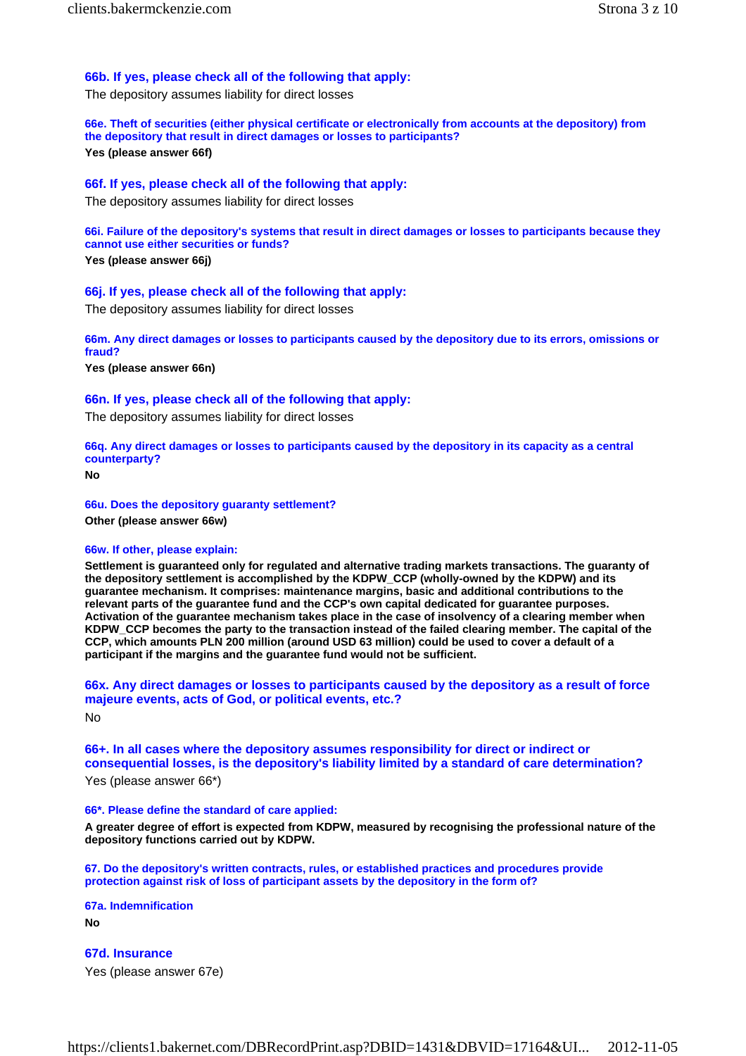### 66b. If yes, please check all of the following that apply:

The depository assumes liability for direct losses

**66e. Theft of securities (either physical certificate or electronically from accounts at the depository) from the depository that result in direct damages or losses to participants?**

**Yes (please answer 66f)**

### 66f. If yes, please check all of the following that apply:

The depository assumes liability for direct losses

**66i. Failure of the depository's systems that result in direct damages or losses to participants because they cannot use either securities or funds?**

**Yes (please answer 66j)**

### 66j. If yes, please check all of the following that apply:

The depository assumes liability for direct losses

**66m. Any direct damages or losses to participants caused by the depository due to its errors, omissions or fraud?**

**Yes (please answer 66n)**

### 66n. If yes, please check all of the following that apply:

The depository assumes liability for direct losses

**66q. Any direct damages or losses to participants caused by the depository in its capacity as a central counterparty?**

**No**

**66u. Does the depository guaranty settlement?**

**Other (please answer 66w)**

**66w. If other, please explain:**

**Settlement is guaranteed only for regulated and alternative trading markets transactions. The guaranty of the depository settlement is accomplished by the KDPW_CCP (wholly-owned by the KDPW) and its guarantee mechanism. It comprises: maintenance margins, basic and additional contributions to the relevant parts of the guarantee fund and the CCP's own capital dedicated for guarantee purposes. Activation of the guarantee mechanism takes place in the case of insolvency of a clearing member when KDPW_CCP becomes the party to the transaction instead of the failed clearing member. The capital of the CCP, which amounts PLN 200 million (around USD 63 million) could be used to cover a default of a participant if the margins and the guarantee fund would not be sufficient.**

### 66x. Any direct damages or losses to participants caused by the depository as a result of force majeure events, acts of God, or political events, etc.?

No

### 66+. In all cases where the depository assumes responsibility for direct or indirect or consequential losses, is the depository's liability limited by a standard of care determination?

Yes (please answer 66*)

**66*. Please define the standard of care applied:**

**A greater degree of effort is expected from KDPW, measured by recognising the professional nature of the depository functions carried out by KDPW.**

**67. Do the depository's written contracts, rules, or established practices and procedures provide protection against risk of loss of participant assets by the depository in the form of?**

**67a. Indemnification**

**No**

### 67d. Insurance

Yes (please answer 67e)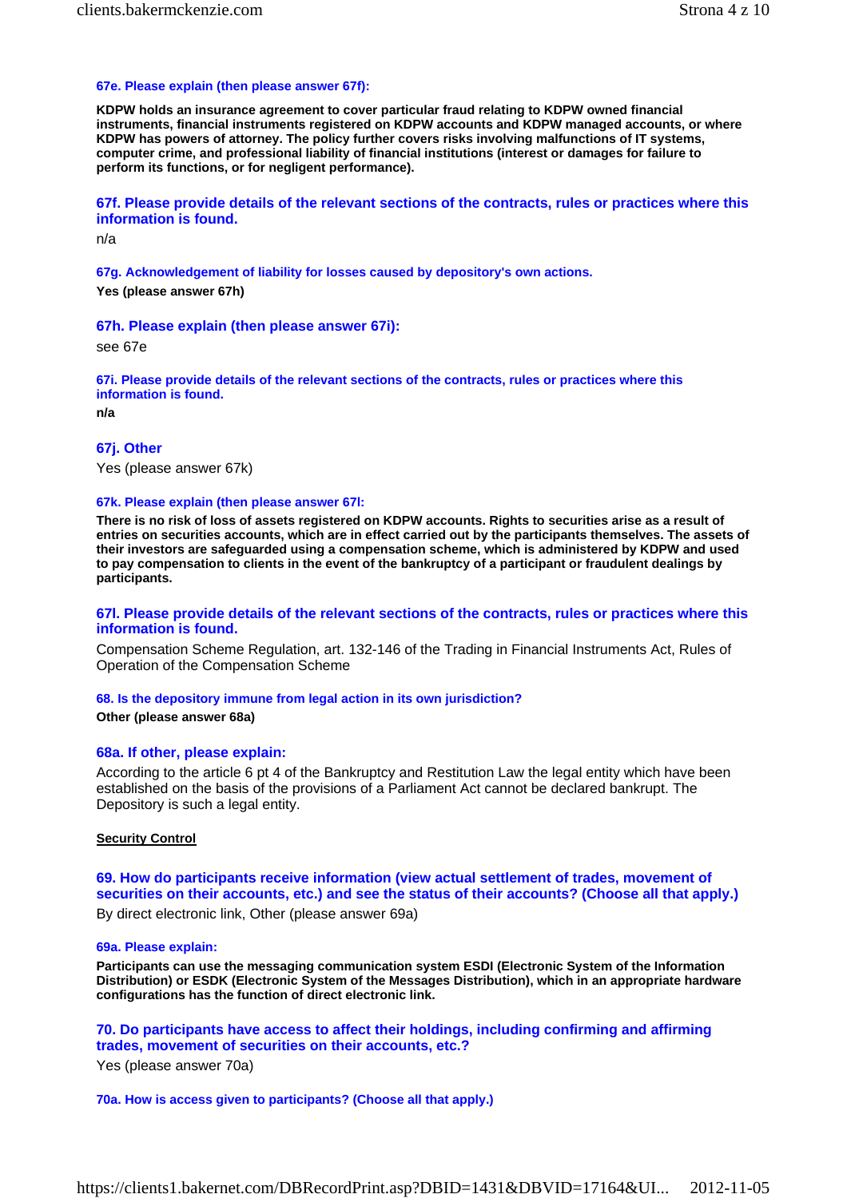**67e. Please explain (then please answer 67f):**

**KDPW holds an insurance agreement to cover particular fraud relating to KDPW owned financial instruments, financial instruments registered on KDPW accounts and KDPW managed accounts, or where KDPW has powers of attorney. The policy further covers risks involving malfunctions of IT systems, computer crime, and professional liability of financial institutions (interest or damages for failure to perform its functions, or for negligent performance).**

### 67f. Please provide details of the relevant sections of the contracts, rules or practices where this information is found.

n/a

**67g. Acknowledgement of liability for losses caused by depository's own actions.**

**Yes (please answer 67h)**

### 67h. Please explain (then please answer 67i):

see 67e

**67i. Please provide details of the relevant sections of the contracts, rules or practices where this information is found.**

**n/a**

### 67j. Other

Yes (please answer 67k)

**67k. Please explain (then please answer 67l:**

**There is no risk of loss of assets registered on KDPW accounts. Rights to securities arise as a result of entries on securities accounts, which are in effect carried out by the participants themselves. The assets of their investors are safeguarded using a compensation scheme, which is administered by KDPW and used to pay compensation to clients in the event of the bankruptcy of a participant or fraudulent dealings by participants.**

### 67l. Please provide details of the relevant sections of the contracts, rules or practices where this information is found.

Compensation Scheme Regulation, art. 132-146 of the Trading in Financial Instruments Act, Rules of Operation of the Compensation Scheme

**68. Is the depository immune from legal action in its own jurisdiction?**

**Other (please answer 68a)**

### 68a. If other, please explain:

According to the article 6 pt 4 of the Bankruptcy and Restitution Law the legal entity which have been established on the basis of the provisions of a Parliament Act cannot be declared bankrupt. The Depository is such a legal entity.

**Security Control**

### 69. How do participants receive information (view actual settlement of trades, movement of securities on their accounts, etc.) and see the status of their accounts? (Choose all that apply.)

By direct electronic link, Other (please answer 69a)

**69a. Please explain:**

**Participants can use the messaging communication system ESDI (Electronic System of the Information Distribution) or ESDK (Electronic System of the Messages Distribution), which in an appropriate hardware configurations has the function of direct electronic link.**

### 70. Do participants have access to affect their holdings, including confirming and affirming trades, movement of securities on their accounts, etc.?

Yes (please answer 70a)

**70a. How is access given to participants? (Choose all that apply.)**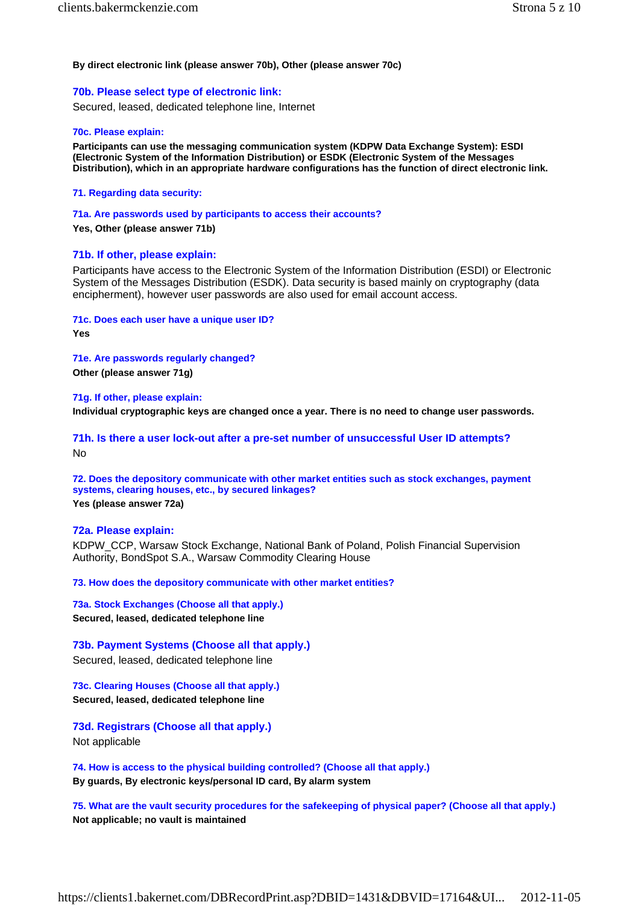**By direct electronic link (please answer 70b), Other (please answer 70c)**

### 70b. Please select type of electronic link:

Secured, leased, dedicated telephone line, Internet

#### 70c. Please explain:

**Participants can use the messaging communication system (KDPW Data Exchange System): ESDI (Electronic System of the Information Distribution) or ESDK (Electronic System of the Messages Distribution), which in an appropriate hardware configurations has the function of direct electronic link.**

#### 71. Regarding data security:

#### 71a. Are passwords used by participants to access their accounts?

**Yes, Other (please answer 71b)**

### 71b. If other, please explain:

Participants have access to the Electronic System of the Information Distribution (ESDI) or Electronic System of the Messages Distribution (ESDK). Data security is based mainly on cryptography (data encipherment), however user passwords are also used for email account access.

#### 71c. Does each user have a unique user ID?

**Yes**

#### 71e. Are passwords regularly changed?

**Other (please answer 71g)**

#### 71g. If other, please explain:

**Individual cryptographic keys are changed once a year. There is no need to change user passwords.**

### 71h. Is there a user lock-out after a pre-set number of unsuccessful User ID attempts?

No

#### 72. Does the depository communicate with other market entities such as stock exchanges, payment systems, clearing houses, etc., by secured linkages?

**Yes (please answer 72a)**

### 72a. Please explain:

KDPW_CCP, Warsaw Stock Exchange, National Bank of Poland, Polish Financial Supervision Authority, BondSpot S.A., Warsaw Commodity Clearing House

#### 73. How does the depository communicate with other market entities?

#### 73a. Stock Exchanges (Choose all that apply.)

**Secured, leased, dedicated telephone line**

### 73b. Payment Systems (Choose all that apply.)

Secured, leased, dedicated telephone line

#### 73c. Clearing Houses (Choose all that apply.)

**Secured, leased, dedicated telephone line**

### 73d. Registrars (Choose all that apply.)

Not applicable

#### 74. How is access to the physical building controlled? (Choose all that apply.)

**By guards, By electronic keys/personal ID card, By alarm system**

#### 75. What are the vault security procedures for the safekeeping of physical paper? (Choose all that apply.)

**Not applicable; no vault is maintained**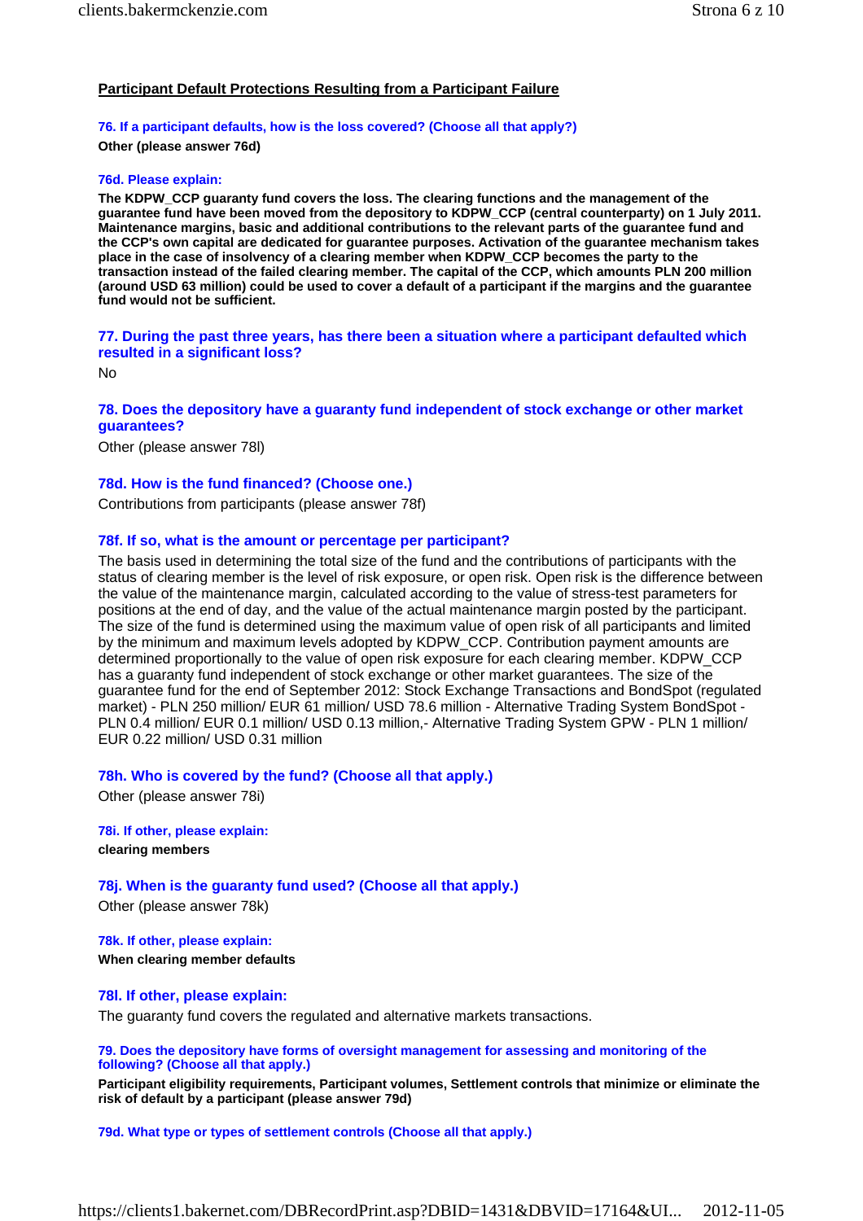## Participant Default Protections Resulting from a Participant Failure

**76. If a participant defaults, how is the loss covered? (Choose all that apply?)**

**Other (please answer 76d)**

**76d. Please explain:**

**The KDPW_CCP guaranty fund covers the loss. The clearing functions and the management of the guarantee fund have been moved from the depository to KDPW_CCP (central counterparty) on 1 July 2011. Maintenance margins, basic and additional contributions to the relevant parts of the guarantee fund and the CCP's own capital are dedicated for guarantee purposes. Activation of the guarantee mechanism takes place in the case of insolvency of a clearing member when KDPW_CCP becomes the party to the transaction instead of the failed clearing member. The capital of the CCP, which amounts PLN 200 million (around USD 63 million) could be used to cover a default of a participant if the margins and the guarantee fund would not be sufficient.**

### 77. During the past three years, has there been a situation where a participant defaulted which resulted in a significant loss?

No

### 78. Does the depository have a guaranty fund independent of stock exchange or other market guarantees?

Other (please answer 78l)

### 78d. How is the fund financed? (Choose one.)

Contributions from participants (please answer 78f)

### 78f. If so, what is the amount or percentage per participant?

The basis used in determining the total size of the fund and the contributions of participants with the status of clearing member is the level of risk exposure, or open risk. Open risk is the difference between the value of the maintenance margin, calculated according to the value of stress-test parameters for positions at the end of day, and the value of the actual maintenance margin posted by the participant. The size of the fund is determined using the maximum value of open risk of all participants and limited by the minimum and maximum levels adopted by KDPW_CCP. Contribution payment amounts are determined proportionally to the value of open risk exposure for each clearing member. KDPW_CCP has a guaranty fund independent of stock exchange or other market guarantees. The size of the guarantee fund for the end of September 2012: Stock Exchange Transactions and BondSpot (regulated market) - PLN 250 million/ EUR 61 million/ USD 78.6 million - Alternative Trading System BondSpot - PLN 0.4 million/ EUR 0.1 million/ USD 0.13 million,- Alternative Trading System GPW - PLN 1 million/ EUR 0.22 million/ USD 0.31 million

### 78h. Who is covered by the fund? (Choose all that apply.)

Other (please answer 78i)

**78i. If other, please explain:**

**clearing members**

### 78j. When is the guaranty fund used? (Choose all that apply.)

Other (please answer 78k)

**78k. If other, please explain:**

**When clearing member defaults**

### 78l. If other, please explain:

The guaranty fund covers the regulated and alternative markets transactions.

**79. Does the depository have forms of oversight management for assessing and monitoring of the following? (Choose all that apply.)**

**Participant eligibility requirements, Participant volumes, Settlement controls that minimize or eliminate the risk of default by a participant (please answer 79d)**

**79d. What type or types of settlement controls (Choose all that apply.)**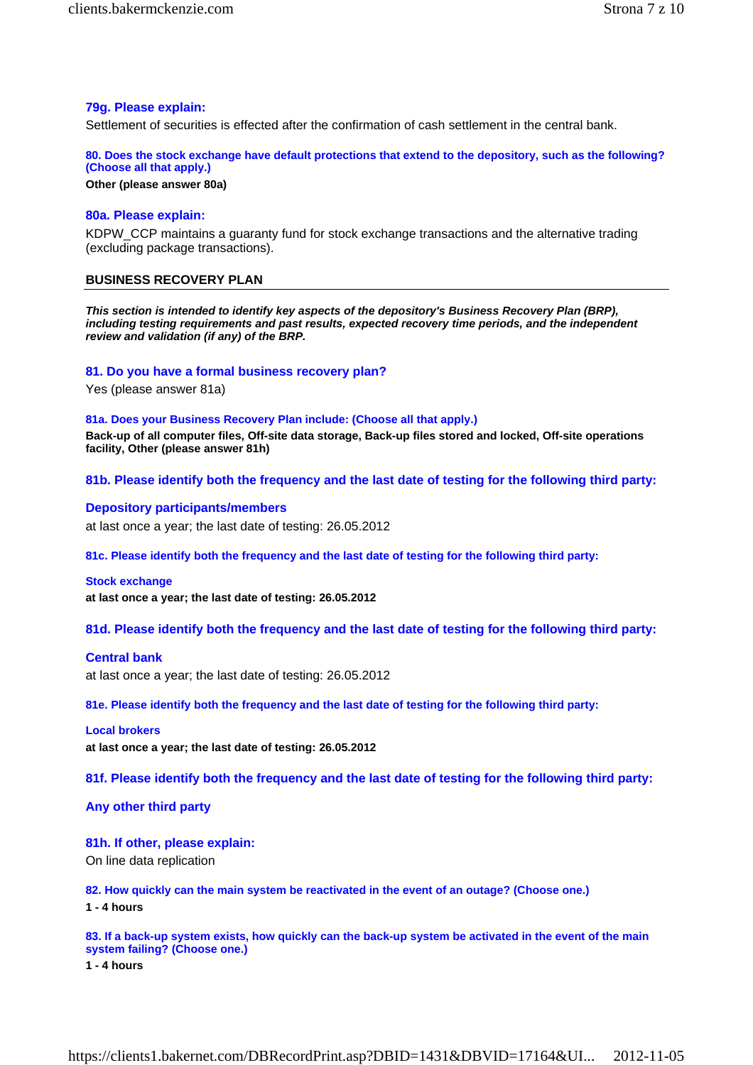### 79g. Please explain:

Settlement of securities is effected after the confirmation of cash settlement in the central bank.

#### 80. Does the stock exchange have default protections that extend to the depository, such as the following? (Choose all that apply.)

**Other (please answer 80a)**

### 80a. Please explain:

KDPW_CCP maintains a guaranty fund for stock exchange transactions and the alternative trading (excluding package transactions).

## BUSINESS RECOVERY PLAN

***This section is intended to identify key aspects of the depository's Business Recovery Plan (BRP), including testing requirements and past results, expected recovery time periods, and the independent review and validation (if any) of the BRP.***

### 81. Do you have a formal business recovery plan?

Yes (please answer 81a)

#### 81a. Does your Business Recovery Plan include: (Choose all that apply.)

**Back-up of all computer files, Off-site data storage, Back-up files stored and locked, Off-site operations facility, Other (please answer 81h)**

### 81b. Please identify both the frequency and the last date of testing for the following third party:

### Depository participants/members

at last once a year; the last date of testing: 26.05.2012

#### 81c. Please identify both the frequency and the last date of testing for the following third party:

#### Stock exchange

**at last once a year; the last date of testing: 26.05.2012**

### 81d. Please identify both the frequency and the last date of testing for the following third party:

### Central bank

at last once a year; the last date of testing: 26.05.2012

#### 81e. Please identify both the frequency and the last date of testing for the following third party:

#### Local brokers

**at last once a year; the last date of testing: 26.05.2012**

### 81f. Please identify both the frequency and the last date of testing for the following third party:

### Any other third party

### 81h. If other, please explain:

On line data replication

#### 82. How quickly can the main system be reactivated in the event of an outage? (Choose one.)

**1 - 4 hours**

#### 83. If a back-up system exists, how quickly can the back-up system be activated in the event of the main system failing? (Choose one.)

**1 - 4 hours**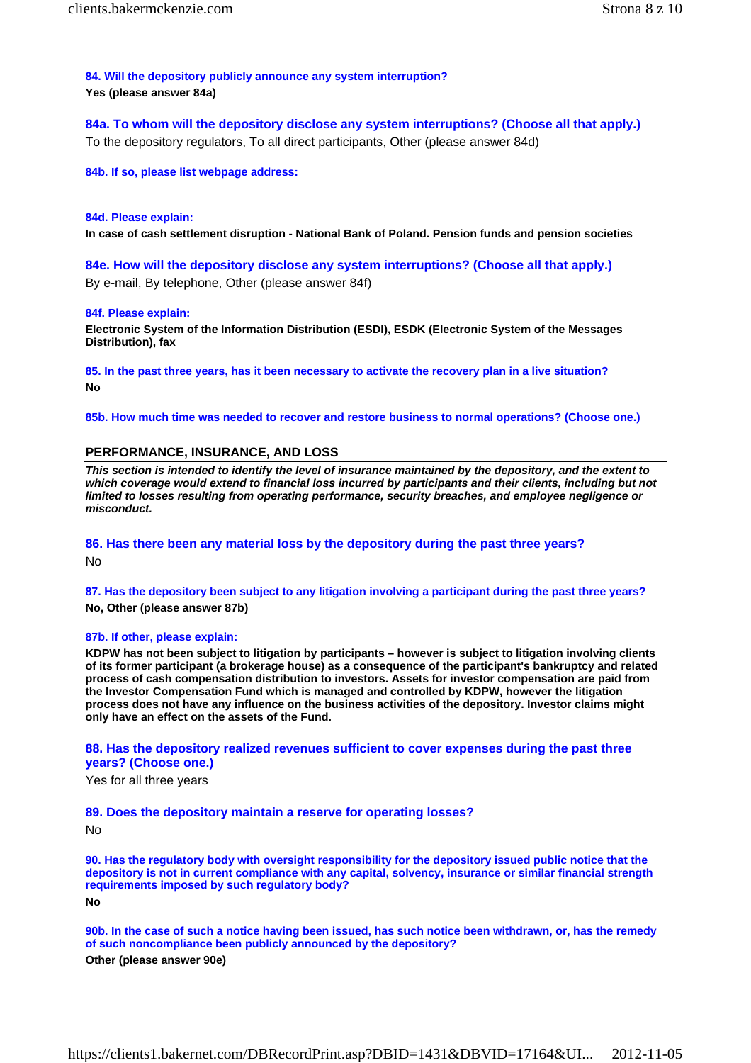**84. Will the depository publicly announce any system interruption?**

**Yes (please answer 84a)**

**84a. To whom will the depository disclose any system interruptions? (Choose all that apply.)**

To the depository regulators, To all direct participants, Other (please answer 84d)

**84b. If so, please list webpage address:**

**84d. Please explain:**

**In case of cash settlement disruption - National Bank of Poland. Pension funds and pension societies**

**84e. How will the depository disclose any system interruptions? (Choose all that apply.)**

By e-mail, By telephone, Other (please answer 84f)

**84f. Please explain:**

**Electronic System of the Information Distribution (ESDI), ESDK (Electronic System of the Messages Distribution), fax**

**85. In the past three years, has it been necessary to activate the recovery plan in a live situation?**

**No**

**85b. How much time was needed to recover and restore business to normal operations? (Choose one.)**

## PERFORMANCE, INSURANCE, AND LOSS

***This section is intended to identify the level of insurance maintained by the depository, and the extent to which coverage would extend to financial loss incurred by participants and their clients, including but not limited to losses resulting from operating performance, security breaches, and employee negligence or misconduct.***

**86. Has there been any material loss by the depository during the past three years?**

No

**87. Has the depository been subject to any litigation involving a participant during the past three years?**

**No, Other (please answer 87b)**

**87b. If other, please explain:**

**KDPW has not been subject to litigation by participants – however is subject to litigation involving clients of its former participant (a brokerage house) as a consequence of the participant's bankruptcy and related process of cash compensation distribution to investors. Assets for investor compensation are paid from the Investor Compensation Fund which is managed and controlled by KDPW, however the litigation process does not have any influence on the business activities of the depository. Investor claims might only have an effect on the assets of the Fund.**

**88. Has the depository realized revenues sufficient to cover expenses during the past three years? (Choose one.)**

Yes for all three years

**89. Does the depository maintain a reserve for operating losses?**

No

**90. Has the regulatory body with oversight responsibility for the depository issued public notice that the depository is not in current compliance with any capital, solvency, insurance or similar financial strength requirements imposed by such regulatory body?**

**No**

**90b. In the case of such a notice having been issued, has such notice been withdrawn, or, has the remedy of such noncompliance been publicly announced by the depository?**

**Other (please answer 90e)**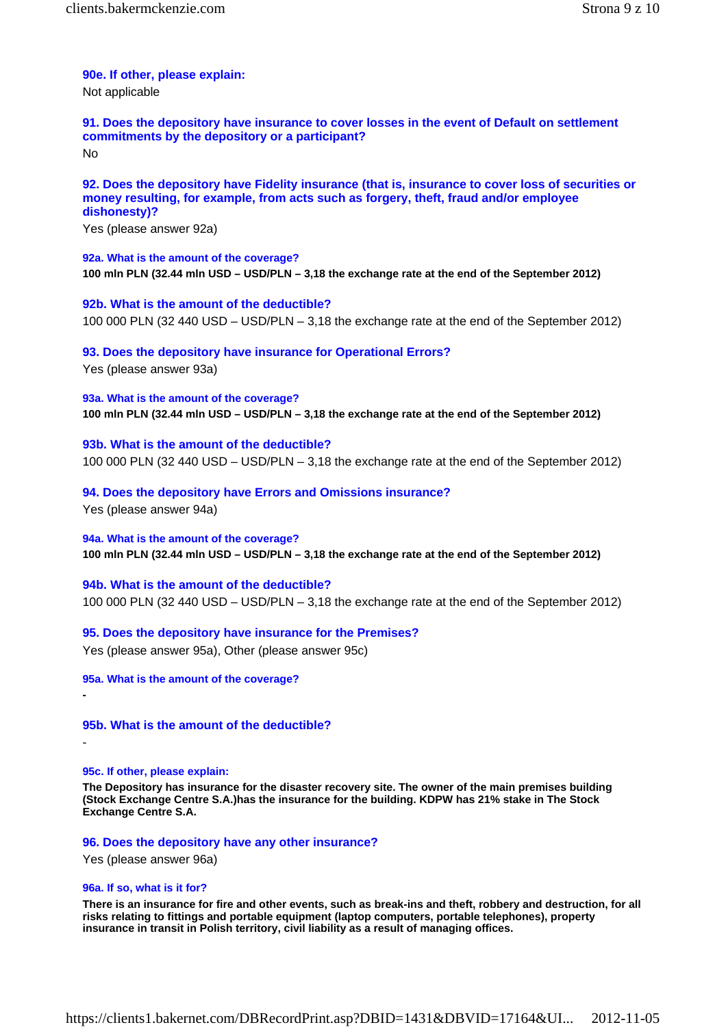**90e. If other, please explain:**

Not applicable

**91. Does the depository have insurance to cover losses in the event of Default on settlement commitments by the depository or a participant?**

No

**92. Does the depository have Fidelity insurance (that is, insurance to cover loss of securities or money resulting, for example, from acts such as forgery, theft, fraud and/or employee dishonesty)?**

Yes (please answer 92a)

**92a. What is the amount of the coverage?**

**100 mln PLN (32.44 mln USD – USD/PLN – 3,18 the exchange rate at the end of the September 2012)**

**92b. What is the amount of the deductible?**

100 000 PLN (32 440 USD – USD/PLN – 3,18 the exchange rate at the end of the September 2012)

**93. Does the depository have insurance for Operational Errors?**

Yes (please answer 93a)

**93a. What is the amount of the coverage?**

**100 mln PLN (32.44 mln USD – USD/PLN – 3,18 the exchange rate at the end of the September 2012)**

**93b. What is the amount of the deductible?**

100 000 PLN (32 440 USD – USD/PLN – 3,18 the exchange rate at the end of the September 2012)

**94. Does the depository have Errors and Omissions insurance?**

Yes (please answer 94a)

**94a. What is the amount of the coverage?**

**100 mln PLN (32.44 mln USD – USD/PLN – 3,18 the exchange rate at the end of the September 2012)**

**94b. What is the amount of the deductible?**

100 000 PLN (32 440 USD – USD/PLN – 3,18 the exchange rate at the end of the September 2012)

**95. Does the depository have insurance for the Premises?**

Yes (please answer 95a), Other (please answer 95c)

**95a. What is the amount of the coverage?**

**-**

**95b. What is the amount of the deductible?**

-

**95c. If other, please explain:**

**The Depository has insurance for the disaster recovery site. The owner of the main premises building (Stock Exchange Centre S.A.)has the insurance for the building. KDPW has 21% stake in The Stock Exchange Centre S.A.**

**96. Does the depository have any other insurance?**

Yes (please answer 96a)

**96a. If so, what is it for?**

**There is an insurance for fire and other events, such as break-ins and theft, robbery and destruction, for all risks relating to fittings and portable equipment (laptop computers, portable telephones), property insurance in transit in Polish territory, civil liability as a result of managing offices.**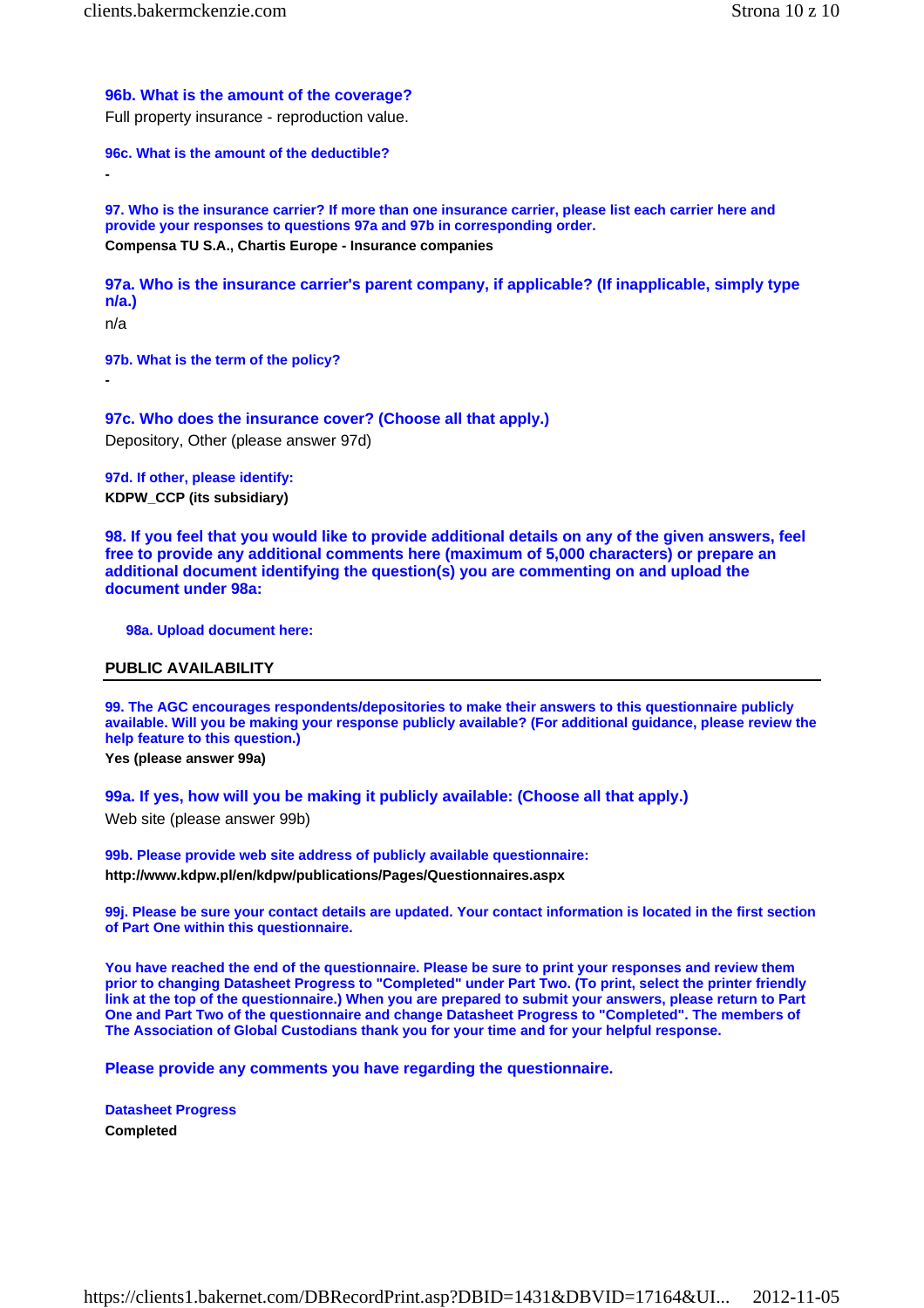**96b. What is the amount of the coverage?**

Full property insurance - reproduction value.

**96c. What is the amount of the deductible?**

-

**97. Who is the insurance carrier? If more than one insurance carrier, please list each carrier here and provide your responses to questions 97a and 97b in corresponding order.**

**Compensa TU S.A., Chartis Europe - Insurance companies**

**97a. Who is the insurance carrier's parent company, if applicable? (If inapplicable, simply type n/a.)**

n/a

**97b. What is the term of the policy?**

-

**97c. Who does the insurance cover? (Choose all that apply.)**

Depository, Other (please answer 97d)

**97d. If other, please identify:**

**KDPW_CCP (its subsidiary)**

**98. If you feel that you would like to provide additional details on any of the given answers, feel free to provide any additional comments here (maximum of 5,000 characters) or prepare an additional document identifying the question(s) you are commenting on and upload the document under 98a:**

**98a. Upload document here:**

## PUBLIC AVAILABILITY

**99. The AGC encourages respondents/depositories to make their answers to this questionnaire publicly available. Will you be making your response publicly available? (For additional guidance, please review the help feature to this question.)**

**Yes (please answer 99a)**

**99a. If yes, how will you be making it publicly available: (Choose all that apply.)**

Web site (please answer 99b)

**99b. Please provide web site address of publicly available questionnaire:**

**http://www.kdpw.pl/en/kdpw/publications/Pages/Questionnaires.aspx**

**99j. Please be sure your contact details are updated. Your contact information is located in the first section of Part One within this questionnaire.**

**You have reached the end of the questionnaire. Please be sure to print your responses and review them prior to changing Datasheet Progress to "Completed" under Part Two. (To print, select the printer friendly link at the top of the questionnaire.) When you are prepared to submit your answers, please return to Part One and Part Two of the questionnaire and change Datasheet Progress to "Completed". The members of The Association of Global Custodians thank you for your time and for your helpful response.**

**Please provide any comments you have regarding the questionnaire.**

**Datasheet Progress**

**Completed**